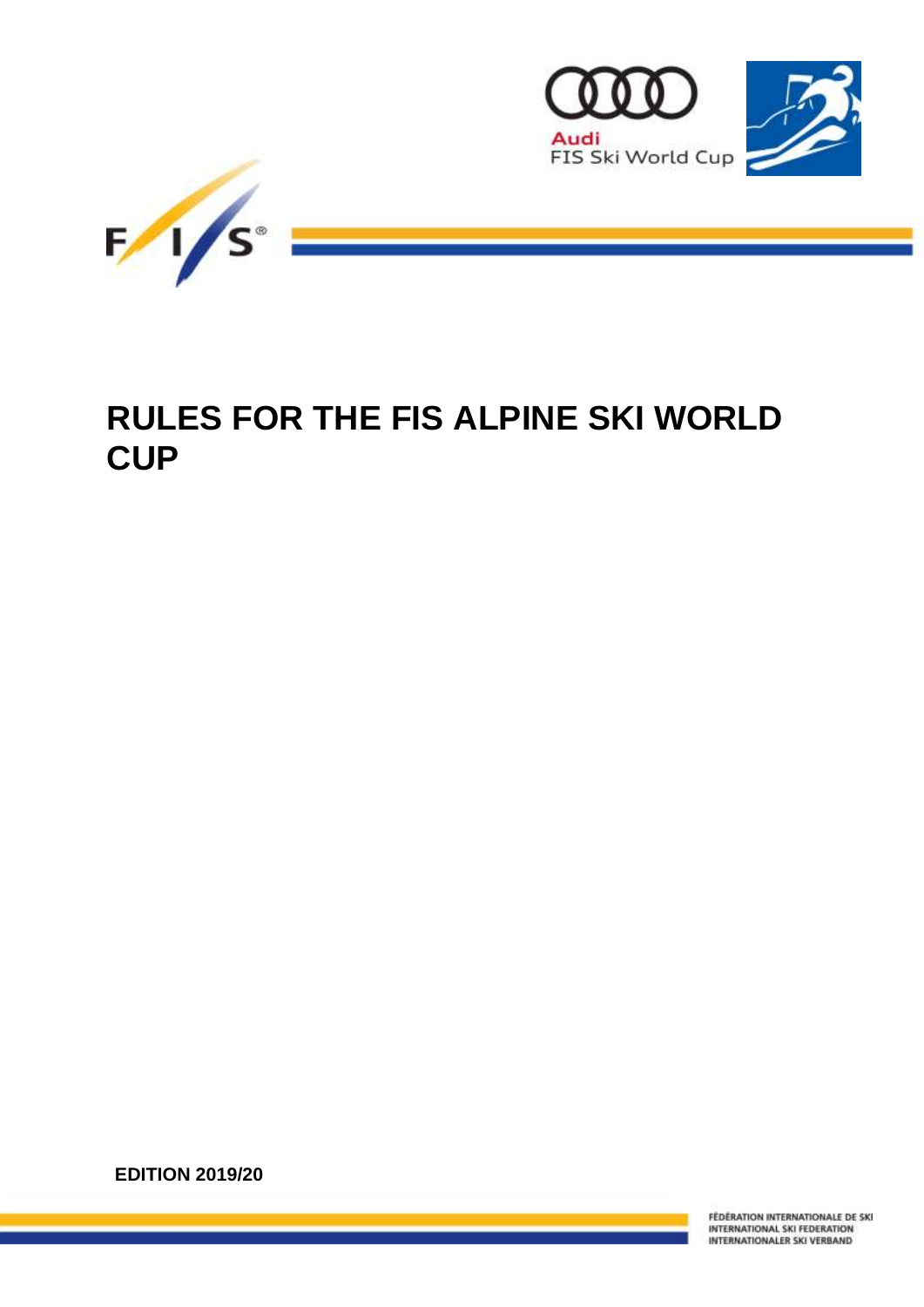Audi
FIS Ski World Cup

# RULES FOR THE FIS ALPINE SKI WORLD CUP

**EDITION 2019/20**

FÉDÉRATION INTERNATIONALE DE SKI
INTERNATIONAL SKI FEDERATION
INTERNATIONALER SKI VERBAND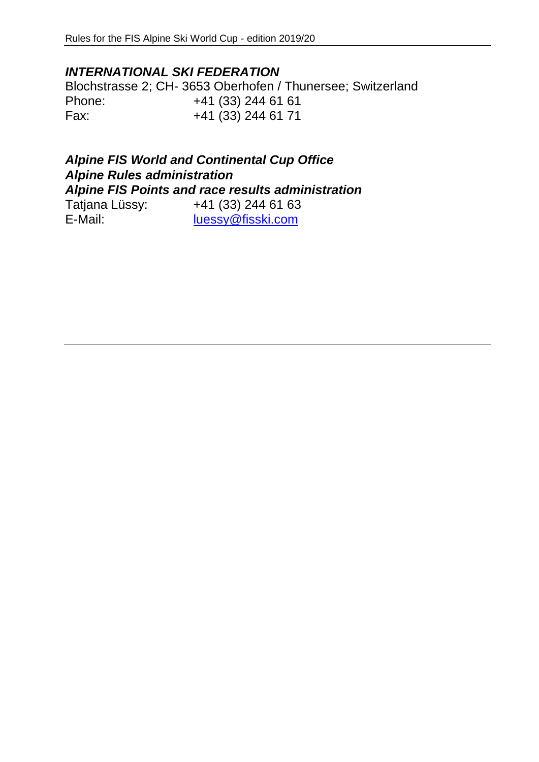***INTERNATIONAL SKI FEDERATION***

Blochstrasse 2; CH- 3653 Oberhofen / Thunersee; Switzerland

Phone: +41 (33) 244 61 61

Fax: +41 (33) 244 61 71

***Alpine FIS World and Continental Cup Office***

***Alpine Rules administration***

***Alpine FIS Points and race results administration***

Tatjana Lüssy: +41 (33) 244 61 63

E-Mail: luessy@fisski.com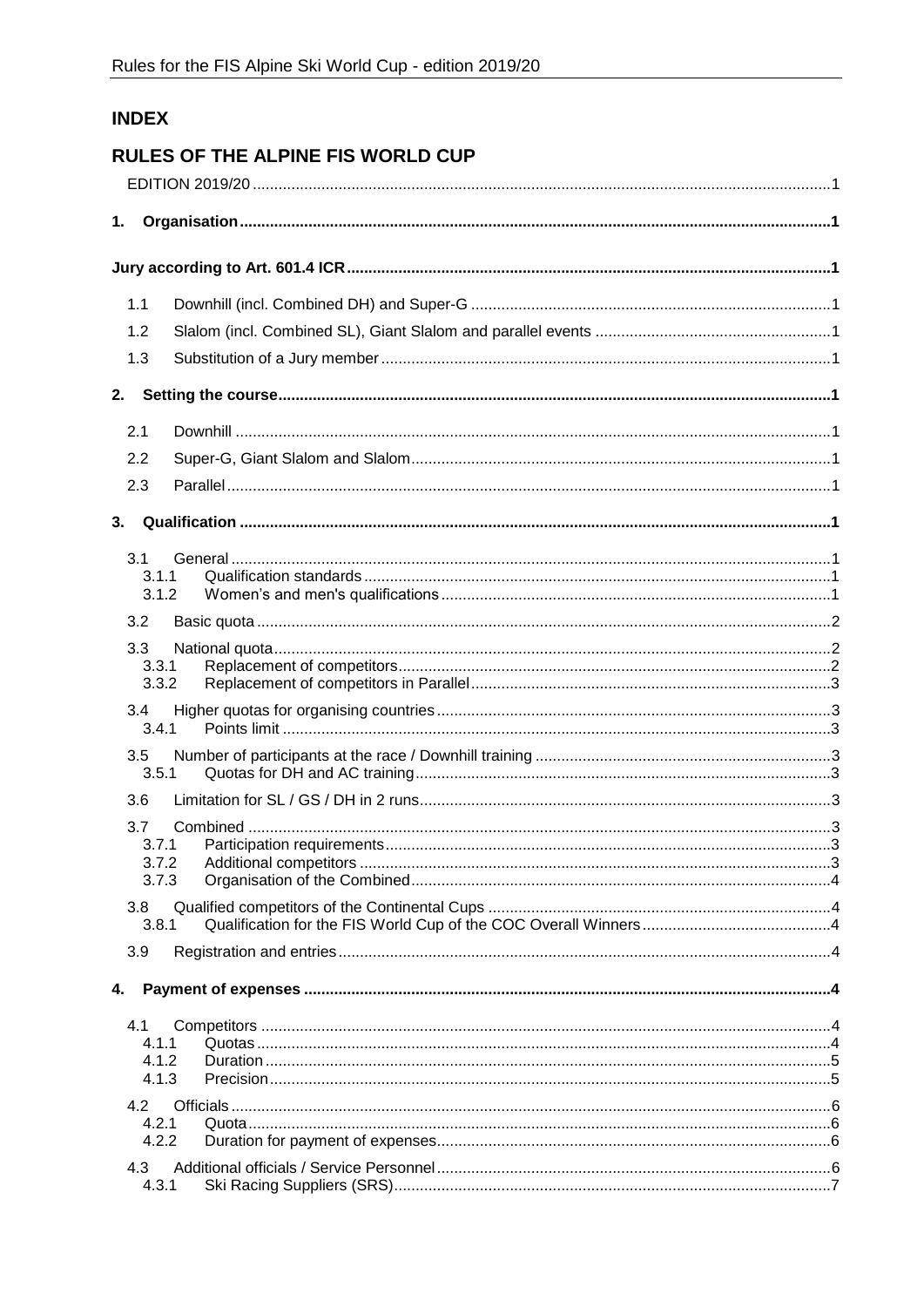# INDEX

## RULES OF THE ALPINE FIS WORLD CUP

EDITION 2019/20 .....1

**1. Organisation** .....1

**Jury according to Art. 601.4 ICR** .....1

1.1 Downhill (incl. Combined DH) and Super-G .....1

1.2 Slalom (incl. Combined SL), Giant Slalom and parallel events .....1

1.3 Substitution of a Jury member .....1

**2. Setting the course** .....1

2.1 Downhill .....1

2.2 Super-G, Giant Slalom and Slalom .....1

2.3 Parallel .....1

**3. Qualification** .....1

3.1 General .....1

3.1.1 Qualification standards .....1

3.1.2 Women's and men's qualifications .....1

3.2 Basic quota .....2

3.3 National quota .....2

3.3.1 Replacement of competitors .....2

3.3.2 Replacement of competitors in Parallel .....3

3.4 Higher quotas for organising countries .....3

3.4.1 Points limit .....3

3.5 Number of participants at the race / Downhill training .....3

3.5.1 Quotas for DH and AC training .....3

3.6 Limitation for SL / GS / DH in 2 runs .....3

3.7 Combined .....3

3.7.1 Participation requirements .....3

3.7.2 Additional competitors .....3

3.7.3 Organisation of the Combined .....4

3.8 Qualified competitors of the Continental Cups .....4

3.8.1 Qualification for the FIS World Cup of the COC Overall Winners .....4

3.9 Registration and entries .....4

**4. Payment of expenses** .....4

4.1 Competitors .....4

4.1.1 Quotas .....4

4.1.2 Duration .....5

4.1.3 Precision .....5

4.2 Officials .....6

4.2.1 Quota .....6

4.2.2 Duration for payment of expenses .....6

4.3 Additional officials / Service Personnel .....6

4.3.1 Ski Racing Suppliers (SRS) .....7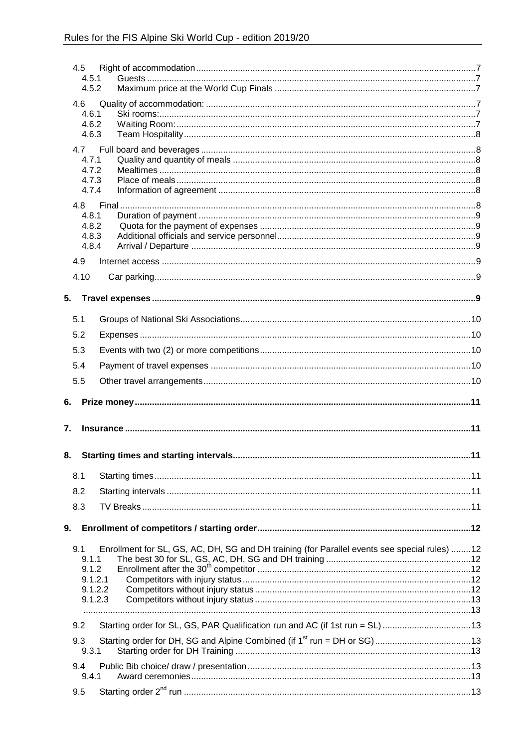4.5 Right of accommodation ... 7
4.5.1 Guests ... 7
4.5.2 Maximum price at the World Cup Finals ... 7

4.6 Quality of accommodation: ... 7
4.6.1 Ski rooms: ... 7
4.6.2 Waiting Room: ... 7
4.6.3 Team Hospitality ... 8

4.7 Full board and beverages ... 8
4.7.1 Quality and quantity of meals ... 8
4.7.2 Mealtimes ... 8
4.7.3 Place of meals ... 8
4.7.4 Information of agreement ... 8

4.8 Final ... 8
4.8.1 Duration of payment ... 9
4.8.2 Quota for the payment of expenses ... 9
4.8.3 Additional officials and service personnel ... 9
4.8.4 Arrival / Departure ... 9

4.9 Internet access ... 9

4.10 Car parking ... 9

**5. Travel expenses ... 9**

5.1 Groups of National Ski Associations ... 10

5.2 Expenses ... 10

5.3 Events with two (2) or more competitions ... 10

5.4 Payment of travel expenses ... 10

5.5 Other travel arrangements ... 10

**6. Prize money ... 11**

**7. Insurance ... 11**

**8. Starting times and starting intervals ... 11**

8.1 Starting times ... 11

8.2 Starting intervals ... 11

8.3 TV Breaks ... 11

**9. Enrollment of competitors / starting order ... 12**

9.1 Enrollment for SL, GS, AC, DH, SG and DH training (for Parallel events see special rules) ... 12
9.1.1 The best 30 for SL, GS, AC, DH, SG and DH training ... 12
9.1.2 Enrollment after the 30th competitor ... 12
9.1.2.1 Competitors with injury status ... 12
9.1.2.2 Competitors without injury status ... 12
9.1.2.3 Competitors without injury status ... 13
... 13

9.2 Starting order for SL, GS, PAR Qualification run and AC (if 1st run = SL) ... 13

9.3 Starting order for DH, SG and Alpine Combined (if 1st run = DH or SG) ... 13
9.3.1 Starting order for DH Training ... 13

9.4 Public Bib choice/ draw / presentation ... 13
9.4.1 Award ceremonies ... 13

9.5 Starting order 2nd run ... 13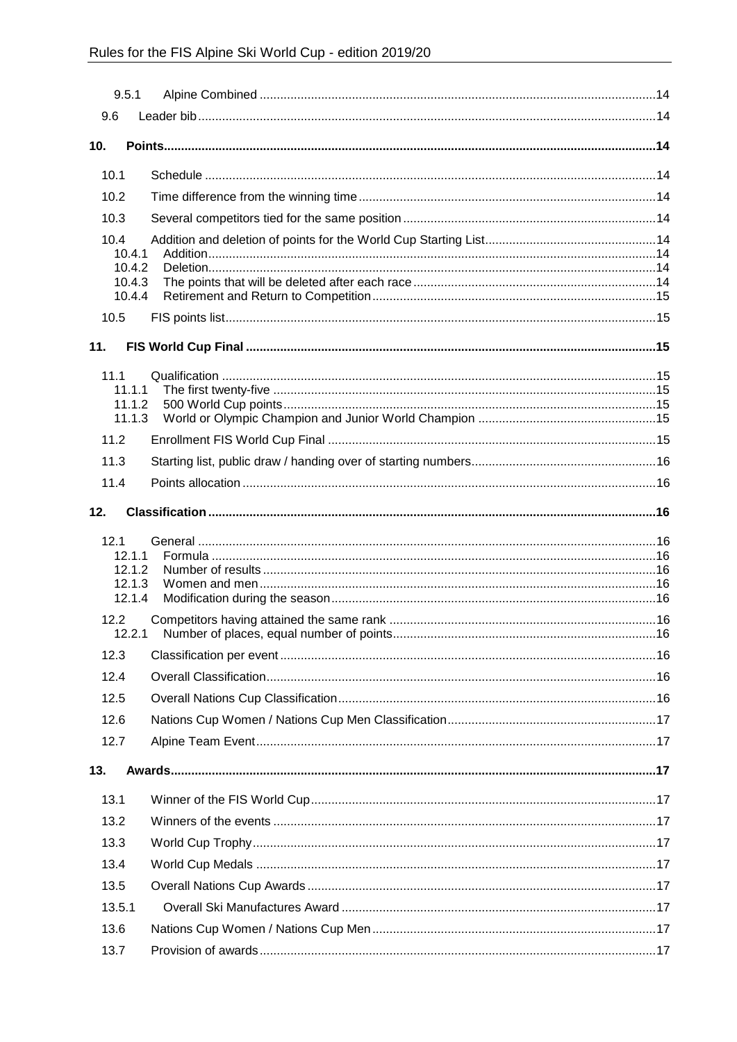9.5.1 Alpine Combined ..................................................................................................................14

9.6 Leader bib ....................................................................................................................................14

**10. Points.............................................................................................................................................14**

10.1 Schedule ..................................................................................................................................14

10.2 Time difference from the winning time .....................................................................................14

10.3 Several competitors tied for the same position .........................................................................14

10.4 Addition and deletion of points for the World Cup Starting List.................................................14

10.4.1 Addition.................................................................................................................................14

10.4.2 Deletion.................................................................................................................................14

10.4.3 The points that will be deleted after each race ......................................................................14

10.4.4 Retirement and Return to Competition ..................................................................................15

10.5 FIS points list............................................................................................................................15

**11. FIS World Cup Final .....................................................................................................................15**

11.1 Qualification .............................................................................................................................15

11.1.1 The first twenty-five ..............................................................................................................15

11.1.2 500 World Cup points ...........................................................................................................15

11.1.3 World or Olympic Champion and Junior World Champion ...................................................15

11.2 Enrollment FIS World Cup Final ..............................................................................................15

11.3 Starting list, public draw / handing over of starting numbers.....................................................16

11.4 Points allocation .......................................................................................................................16

**12. Classification ................................................................................................................................16**

12.1 General ....................................................................................................................................16

12.1.1 Formula ................................................................................................................................16

12.1.2 Number of results .................................................................................................................16

12.1.3 Women and men ..................................................................................................................16

12.1.4 Modification during the season.............................................................................................16

12.2 Competitors having attained the same rank ............................................................................16

12.2.1 Number of places, equal number of points...........................................................................16

12.3 Classification per event ............................................................................................................16

12.4 Overall Classification................................................................................................................16

12.5 Overall Nations Cup Classification............................................................................................16

12.6 Nations Cup Women / Nations Cup Men Classification............................................................17

12.7 Alpine Team Event...................................................................................................................17

**13. Awards...........................................................................................................................................17**

13.1 Winner of the FIS World Cup....................................................................................................17

13.2 Winners of the events ..............................................................................................................17

13.3 World Cup Trophy....................................................................................................................17

13.4 World Cup Medals ...................................................................................................................17

13.5 Overall Nations Cup Awards ....................................................................................................17

13.5.1 Overall Ski Manufactures Award ..........................................................................................17

13.6 Nations Cup Women / Nations Cup Men ..................................................................................17

13.7 Provision of awards..................................................................................................................17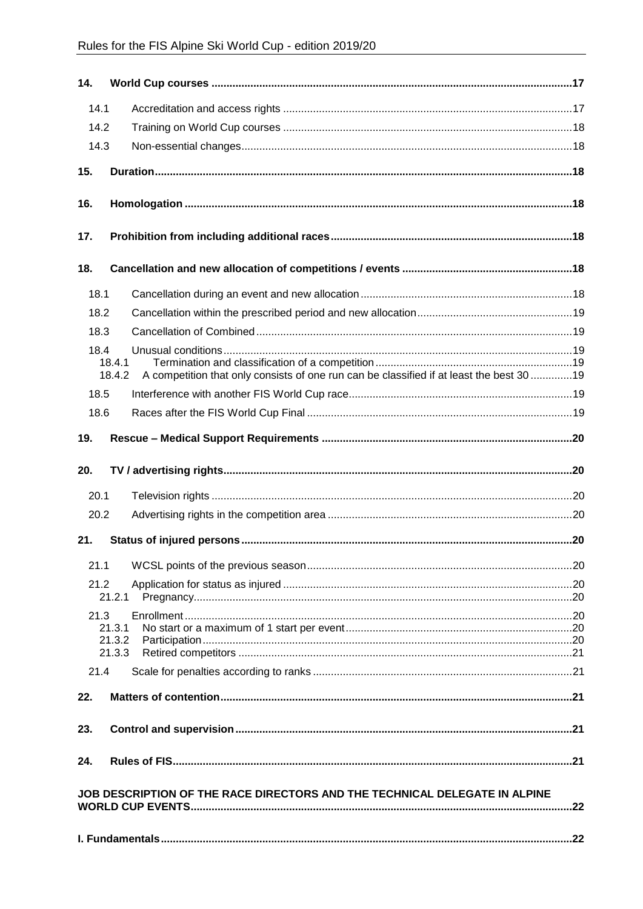| | | |
|---|---|---|
| **14.** | **World Cup courses** | **17** |
| 14.1 | Accreditation and access rights | 17 |
| 14.2 | Training on World Cup courses | 18 |
| 14.3 | Non-essential changes | 18 |
| **15.** | **Duration** | **18** |
| **16.** | **Homologation** | **18** |
| **17.** | **Prohibition from including additional races** | **18** |
| **18.** | **Cancellation and new allocation of competitions / events** | **18** |
| 18.1 | Cancellation during an event and new allocation | 18 |
| 18.2 | Cancellation within the prescribed period and new allocation | 19 |
| 18.3 | Cancellation of Combined | 19 |
| 18.4 | Unusual conditions | 19 |
| 18.4.1 | Termination and classification of a competition | 19 |
| 18.4.2 | A competition that only consists of one run can be classified if at least the best 30 | 19 |
| 18.5 | Interference with another FIS World Cup race | 19 |
| 18.6 | Races after the FIS World Cup Final | 19 |
| **19.** | **Rescue – Medical Support Requirements** | **20** |
| **20.** | **TV / advertising rights** | **20** |
| 20.1 | Television rights | 20 |
| 20.2 | Advertising rights in the competition area | 20 |
| **21.** | **Status of injured persons** | **20** |
| 21.1 | WCSL points of the previous season | 20 |
| 21.2 | Application for status as injured | 20 |
| 21.2.1 | Pregnancy | 20 |
| 21.3 | Enrollment | 20 |
| 21.3.1 | No start or a maximum of 1 start per event | 20 |
| 21.3.2 | Participation | 20 |
| 21.3.3 | Retired competitors | 21 |
| 21.4 | Scale for penalties according to ranks | 21 |
| **22.** | **Matters of contention** | **21** |
| **23.** | **Control and supervision** | **21** |
| **24.** | **Rules of FIS** | **21** |
| | **JOB DESCRIPTION OF THE RACE DIRECTORS AND THE TECHNICAL DELEGATE IN ALPINE WORLD CUP EVENTS** | **22** |
| | **I. Fundamentals** | **22** |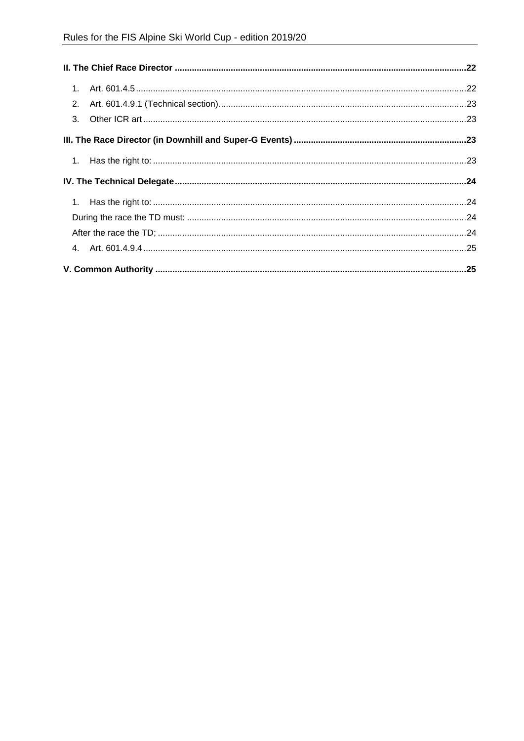**II. The Chief Race Director** ..... 22

1. Art. 601.4.5 ..... 22
2. Art. 601.4.9.1 (Technical section) ..... 23
3. Other ICR art ..... 23

**III. The Race Director (in Downhill and Super-G Events)** ..... 23

1. Has the right to: ..... 23

**IV. The Technical Delegate** ..... 24

1. Has the right to: ..... 24

During the race the TD must: ..... 24

After the race the TD; ..... 24

4. Art. 601.4.9.4 ..... 25

**V. Common Authority** ..... 25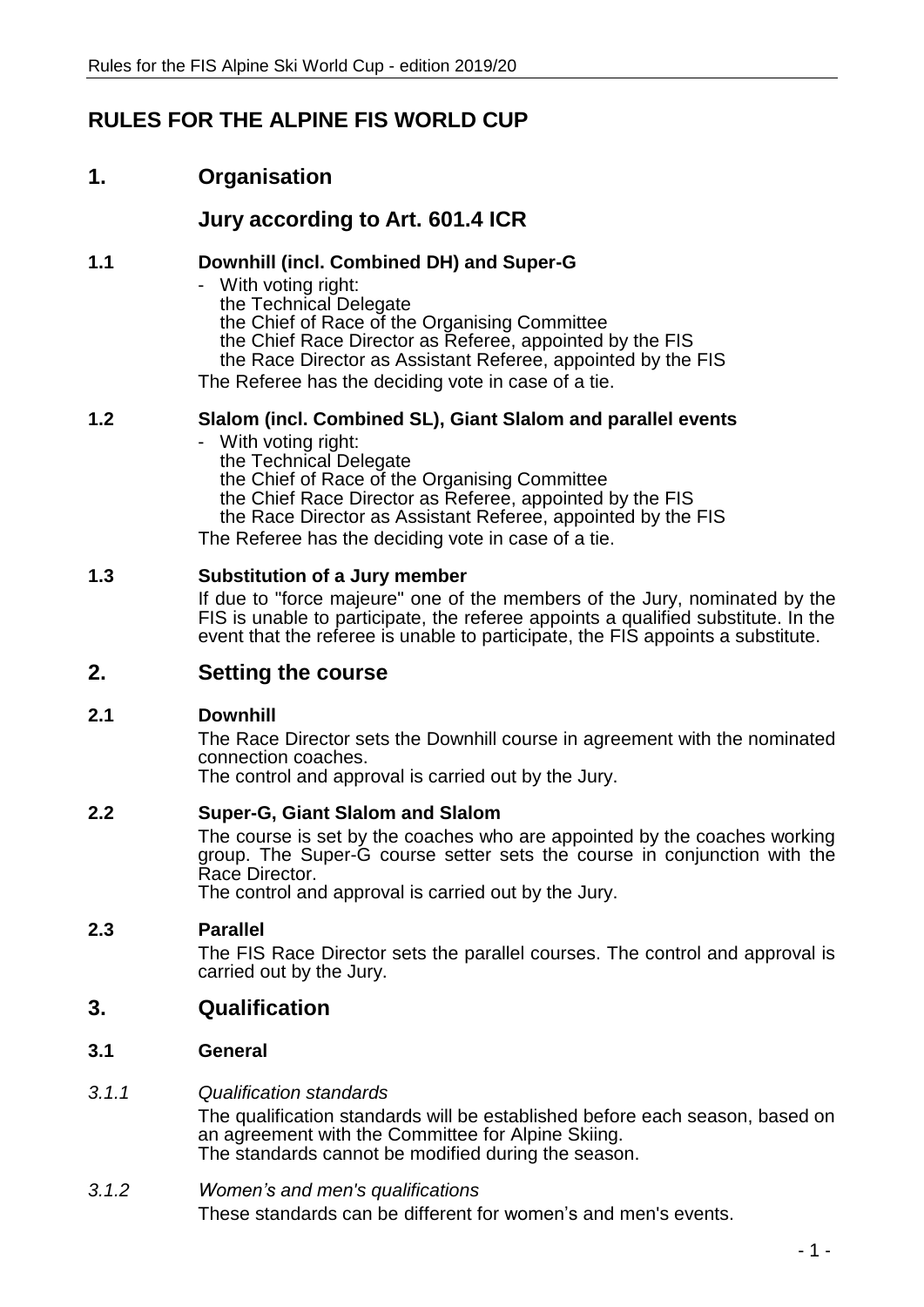# RULES FOR THE ALPINE FIS WORLD CUP

## 1. Organisation

## Jury according to Art. 601.4 ICR

### 1.1 Downhill (incl. Combined DH) and Super-G

- With voting right:
  the Technical Delegate
  the Chief of Race of the Organising Committee
  the Chief Race Director as Referee, appointed by the FIS
  the Race Director as Assistant Referee, appointed by the FIS

The Referee has the deciding vote in case of a tie.

### 1.2 Slalom (incl. Combined SL), Giant Slalom and parallel events

- With voting right:
  the Technical Delegate
  the Chief of Race of the Organising Committee
  the Chief Race Director as Referee, appointed by the FIS
  the Race Director as Assistant Referee, appointed by the FIS

The Referee has the deciding vote in case of a tie.

### 1.3 Substitution of a Jury member

If due to "force majeure" one of the members of the Jury, nominated by the FIS is unable to participate, the referee appoints a qualified substitute. In the event that the referee is unable to participate, the FIS appoints a substitute.

## 2. Setting the course

### 2.1 Downhill

The Race Director sets the Downhill course in agreement with the nominated connection coaches.
The control and approval is carried out by the Jury.

### 2.2 Super-G, Giant Slalom and Slalom

The course is set by the coaches who are appointed by the coaches working group. The Super-G course setter sets the course in conjunction with the Race Director.
The control and approval is carried out by the Jury.

### 2.3 Parallel

The FIS Race Director sets the parallel courses. The control and approval is carried out by the Jury.

## 3. Qualification

### 3.1 General

*3.1.1 Qualification standards*

The qualification standards will be established before each season, based on an agreement with the Committee for Alpine Skiing.
The standards cannot be modified during the season.

*3.1.2 Women's and men's qualifications*

These standards can be different for women's and men's events.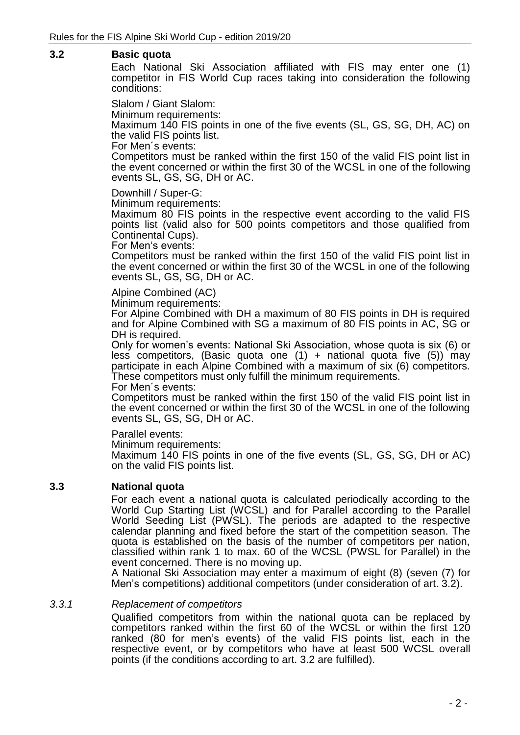## 3.2 Basic quota

Each National Ski Association affiliated with FIS may enter one (1) competitor in FIS World Cup races taking into consideration the following conditions:

Slalom / Giant Slalom:
Minimum requirements:
Maximum 140 FIS points in one of the five events (SL, GS, SG, DH, AC) on the valid FIS points list.
For Men´s events:
Competitors must be ranked within the first 150 of the valid FIS point list in the event concerned or within the first 30 of the WCSL in one of the following events SL, GS, SG, DH or AC.

Downhill / Super-G:
Minimum requirements:
Maximum 80 FIS points in the respective event according to the valid FIS points list (valid also for 500 points competitors and those qualified from Continental Cups).
For Men's events:
Competitors must be ranked within the first 150 of the valid FIS point list in the event concerned or within the first 30 of the WCSL in one of the following events SL, GS, SG, DH or AC.

Alpine Combined (AC)
Minimum requirements:
For Alpine Combined with DH a maximum of 80 FIS points in DH is required and for Alpine Combined with SG a maximum of 80 FIS points in AC, SG or DH is required.
Only for women's events: National Ski Association, whose quota is six (6) or less competitors, (Basic quota one (1) + national quota five (5)) may participate in each Alpine Combined with a maximum of six (6) competitors. These competitors must only fulfill the minimum requirements.
For Men´s events:
Competitors must be ranked within the first 150 of the valid FIS point list in the event concerned or within the first 30 of the WCSL in one of the following events SL, GS, SG, DH or AC.

Parallel events:
Minimum requirements:
Maximum 140 FIS points in one of the five events (SL, GS, SG, DH or AC) on the valid FIS points list.

## 3.3 National quota

For each event a national quota is calculated periodically according to the World Cup Starting List (WCSL) and for Parallel according to the Parallel World Seeding List (PWSL). The periods are adapted to the respective calendar planning and fixed before the start of the competition season. The quota is established on the basis of the number of competitors per nation, classified within rank 1 to max. 60 of the WCSL (PWSL for Parallel) in the event concerned. There is no moving up.
A National Ski Association may enter a maximum of eight (8) (seven (7) for Men's competitions) additional competitors (under consideration of art. 3.2).

### *3.3.1 Replacement of competitors*

Qualified competitors from within the national quota can be replaced by competitors ranked within the first 60 of the WCSL or within the first 120 ranked (80 for men's events) of the valid FIS points list, each in the respective event, or by competitors who have at least 500 WCSL overall points (if the conditions according to art. 3.2 are fulfilled).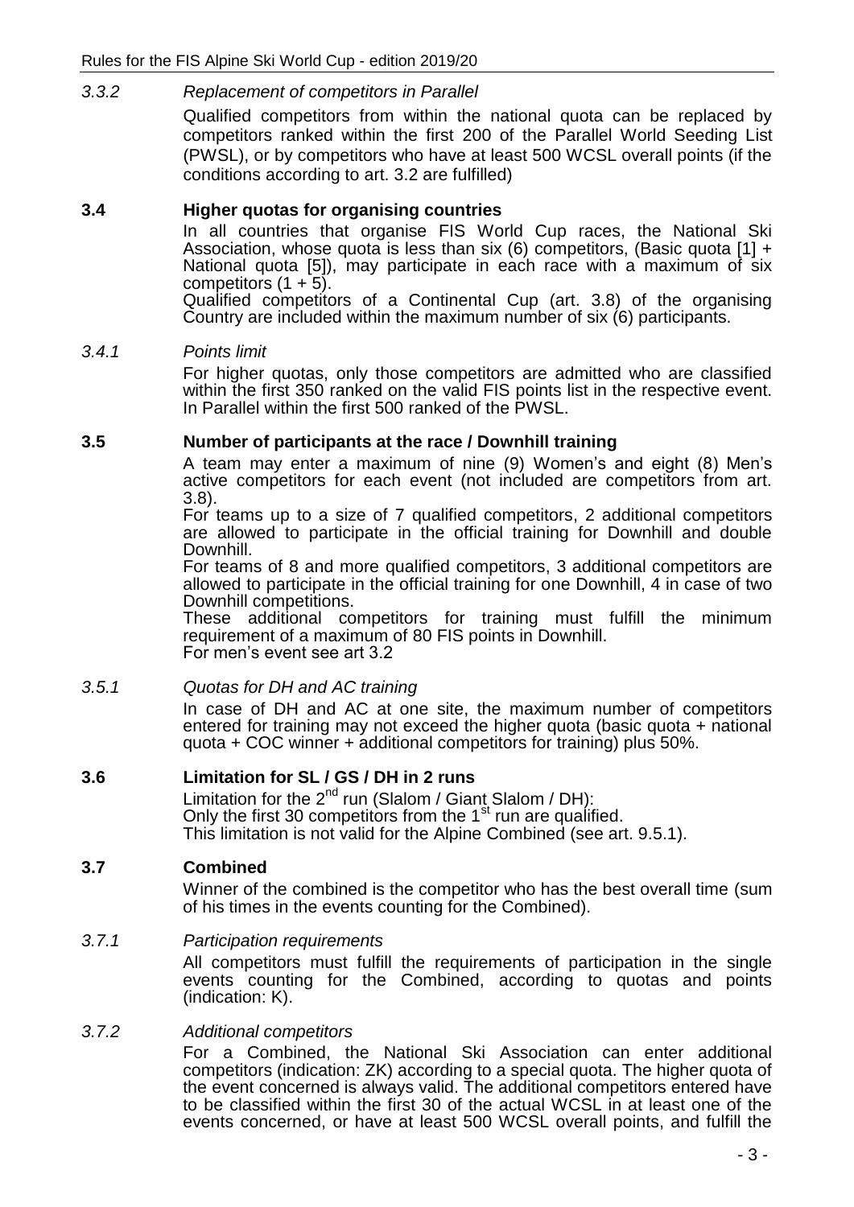*3.3.2 Replacement of competitors in Parallel*

Qualified competitors from within the national quota can be replaced by competitors ranked within the first 200 of the Parallel World Seeding List (PWSL), or by competitors who have at least 500 WCSL overall points (if the conditions according to art. 3.2 are fulfilled)

**3.4 Higher quotas for organising countries**

In all countries that organise FIS World Cup races, the National Ski Association, whose quota is less than six (6) competitors, (Basic quota [1] + National quota [5]), may participate in each race with a maximum of six competitors (1 + 5).
Qualified competitors of a Continental Cup (art. 3.8) of the organising Country are included within the maximum number of six (6) participants.

*3.4.1 Points limit*

For higher quotas, only those competitors are admitted who are classified within the first 350 ranked on the valid FIS points list in the respective event. In Parallel within the first 500 ranked of the PWSL.

**3.5 Number of participants at the race / Downhill training**

A team may enter a maximum of nine (9) Women's and eight (8) Men's active competitors for each event (not included are competitors from art. 3.8).
For teams up to a size of 7 qualified competitors, 2 additional competitors are allowed to participate in the official training for Downhill and double Downhill.
For teams of 8 and more qualified competitors, 3 additional competitors are allowed to participate in the official training for one Downhill, 4 in case of two Downhill competitions.
These additional competitors for training must fulfill the minimum requirement of a maximum of 80 FIS points in Downhill.
For men's event see art 3.2

*3.5.1 Quotas for DH and AC training*

In case of DH and AC at one site, the maximum number of competitors entered for training may not exceed the higher quota (basic quota + national quota + COC winner + additional competitors for training) plus 50%.

**3.6 Limitation for SL / GS / DH in 2 runs**

Limitation for the 2nd run (Slalom / Giant Slalom / DH):
Only the first 30 competitors from the 1st run are qualified.
This limitation is not valid for the Alpine Combined (see art. 9.5.1).

**3.7 Combined**

Winner of the combined is the competitor who has the best overall time (sum of his times in the events counting for the Combined).

*3.7.1 Participation requirements*

All competitors must fulfill the requirements of participation in the single events counting for the Combined, according to quotas and points (indication: K).

*3.7.2 Additional competitors*

For a Combined, the National Ski Association can enter additional competitors (indication: ZK) according to a special quota. The higher quota of the event concerned is always valid. The additional competitors entered have to be classified within the first 30 of the actual WCSL in at least one of the events concerned, or have at least 500 WCSL overall points, and fulfill the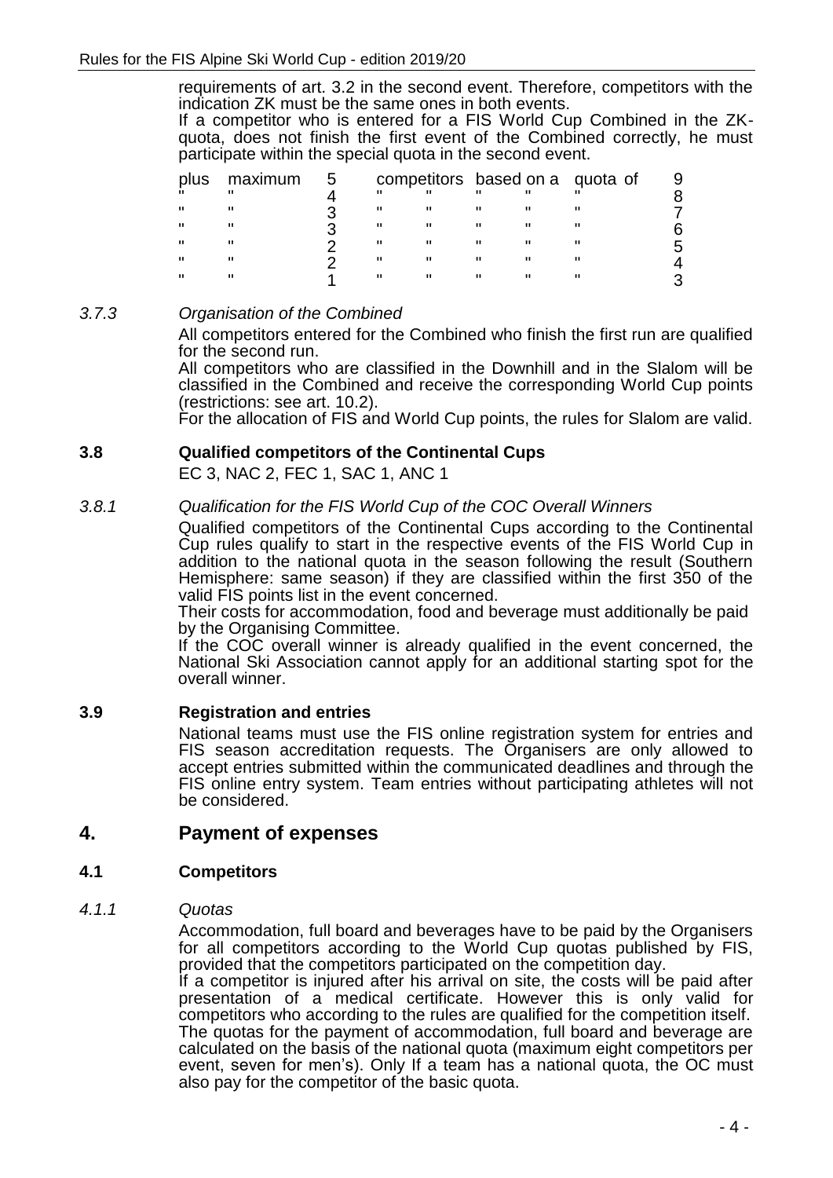requirements of art. 3.2 in the second event. Therefore, competitors with the indication ZK must be the same ones in both events.

If a competitor who is entered for a FIS World Cup Combined in the ZK-quota, does not finish the first event of the Combined correctly, he must participate within the special quota in the second event.

| plus | maximum | 5 | competitors | based on a | quota of | 9 |
|---|---|---|---|---|---|---|
| " | " | 4 | " | " | " | 8 |
| " | " | 3 | " | " | " | 7 |
| " | " | 3 | " | " | " | 6 |
| " | " | 2 | " | " | " | 5 |
| " | " | 2 | " | " | " | 4 |
| " | " | 1 | " | " | " | 3 |

*3.7.3 Organisation of the Combined*

All competitors entered for the Combined who finish the first run are qualified for the second run.

All competitors who are classified in the Downhill and in the Slalom will be classified in the Combined and receive the corresponding World Cup points (restrictions: see art. 10.2).

For the allocation of FIS and World Cup points, the rules for Slalom are valid.

### 3.8 Qualified competitors of the Continental Cups

EC 3, NAC 2, FEC 1, SAC 1, ANC 1

*3.8.1 Qualification for the FIS World Cup of the COC Overall Winners*

Qualified competitors of the Continental Cups according to the Continental Cup rules qualify to start in the respective events of the FIS World Cup in addition to the national quota in the season following the result (Southern Hemisphere: same season) if they are classified within the first 350 of the valid FIS points list in the event concerned.

Their costs for accommodation, food and beverage must additionally be paid by the Organising Committee.

If the COC overall winner is already qualified in the event concerned, the National Ski Association cannot apply for an additional starting spot for the overall winner.

### 3.9 Registration and entries

National teams must use the FIS online registration system for entries and FIS season accreditation requests. The Organisers are only allowed to accept entries submitted within the communicated deadlines and through the FIS online entry system. Team entries without participating athletes will not be considered.

## 4. Payment of expenses

### 4.1 Competitors

*4.1.1 Quotas*

Accommodation, full board and beverages have to be paid by the Organisers for all competitors according to the World Cup quotas published by FIS, provided that the competitors participated on the competition day.

If a competitor is injured after his arrival on site, the costs will be paid after presentation of a medical certificate. However this is only valid for competitors who according to the rules are qualified for the competition itself.

The quotas for the payment of accommodation, full board and beverage are calculated on the basis of the national quota (maximum eight competitors per event, seven for men's). Only If a team has a national quota, the OC must also pay for the competitor of the basic quota.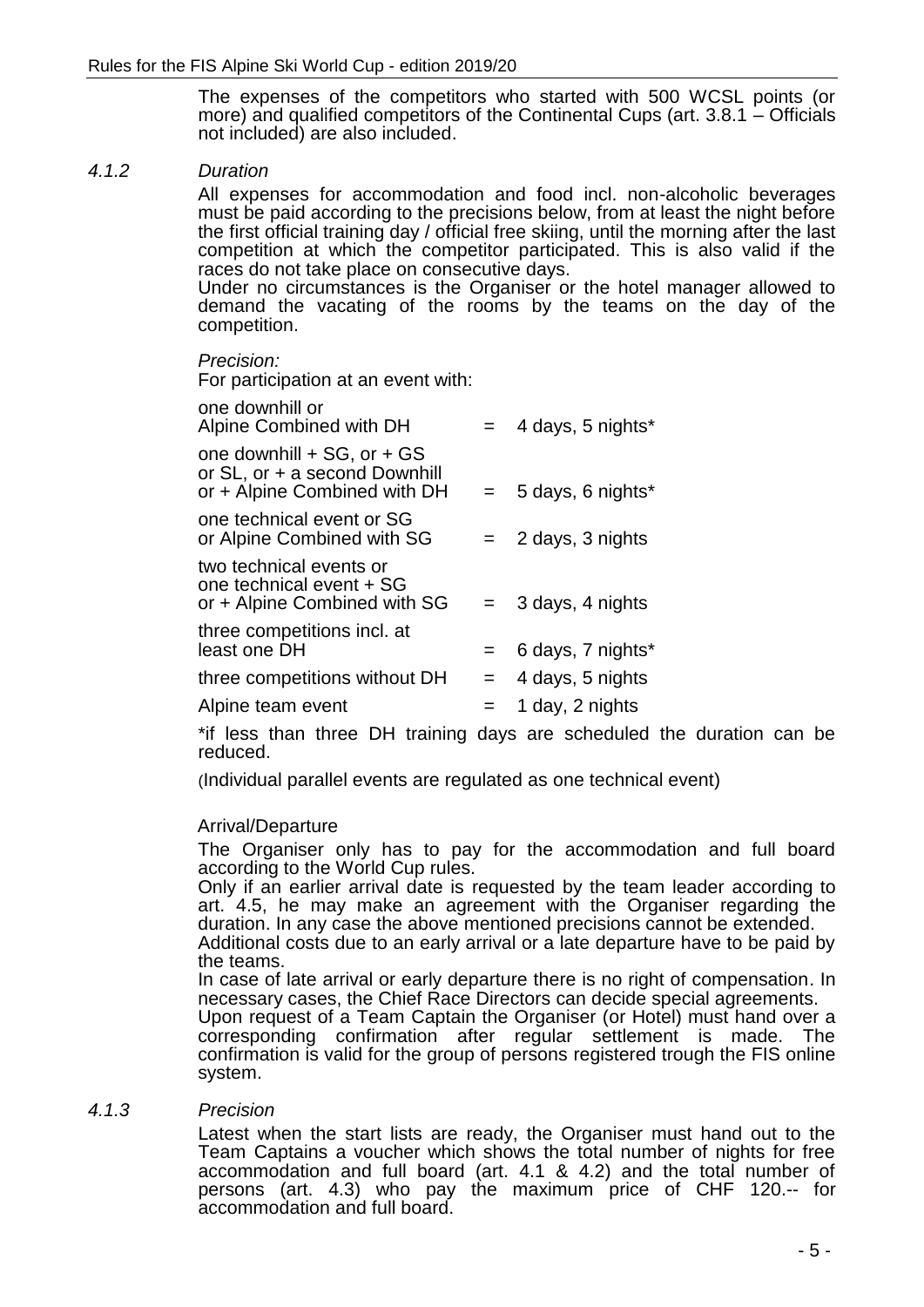The expenses of the competitors who started with 500 WCSL points (or more) and qualified competitors of the Continental Cups (art. 3.8.1 – Officials not included) are also included.

#### *4.1.2 Duration*

All expenses for accommodation and food incl. non-alcoholic beverages must be paid according to the precisions below, from at least the night before the first official training day / official free skiing, until the morning after the last competition at which the competitor participated. This is also valid if the races do not take place on consecutive days.

Under no circumstances is the Organiser or the hotel manager allowed to demand the vacating of the rooms by the teams on the day of the competition.

*Precision:*

For participation at an event with:

| | | |
|---|---|---|
| one downhill or Alpine Combined with DH | = | 4 days, 5 nights* |
| one downhill + SG, or + GS or SL, or + a second Downhill or + Alpine Combined with DH | = | 5 days, 6 nights* |
| one technical event or SG or Alpine Combined with SG | = | 2 days, 3 nights |
| two technical events or one technical event + SG or + Alpine Combined with SG | = | 3 days, 4 nights |
| three competitions incl. at least one DH | = | 6 days, 7 nights* |
| three competitions without DH | = | 4 days, 5 nights |
| Alpine team event | = | 1 day, 2 nights |

*if less than three DH training days are scheduled the duration can be reduced.

(Individual parallel events are regulated as one technical event)

Arrival/Departure

The Organiser only has to pay for the accommodation and full board according to the World Cup rules.

Only if an earlier arrival date is requested by the team leader according to art. 4.5, he may make an agreement with the Organiser regarding the duration. In any case the above mentioned precisions cannot be extended.

Additional costs due to an early arrival or a late departure have to be paid by the teams.

In case of late arrival or early departure there is no right of compensation. In necessary cases, the Chief Race Directors can decide special agreements.

Upon request of a Team Captain the Organiser (or Hotel) must hand over a corresponding confirmation after regular settlement is made. The confirmation is valid for the group of persons registered trough the FIS online system.

#### *4.1.3 Precision*

Latest when the start lists are ready, the Organiser must hand out to the Team Captains a voucher which shows the total number of nights for free accommodation and full board (art. 4.1 & 4.2) and the total number of persons (art. 4.3) who pay the maximum price of CHF 120.-- for accommodation and full board.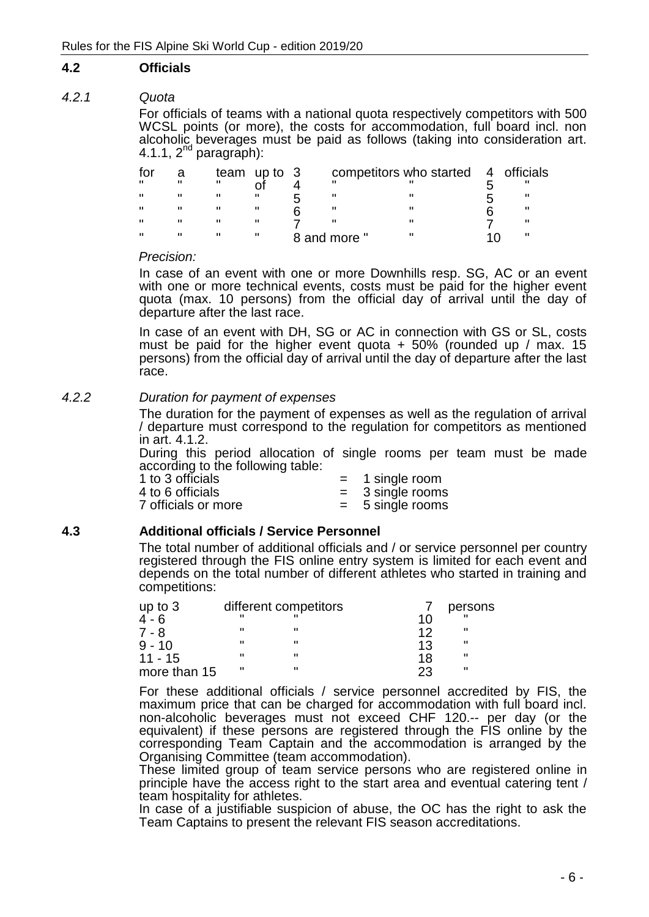## 4.2 Officials

### *4.2.1 Quota*

For officials of teams with a national quota respectively competitors with 500 WCSL points (or more), the costs for accommodation, full board incl. non alcoholic beverages must be paid as follows (taking into consideration art. 4.1.1, 2nd paragraph):

| | | | | | | | |
|---|---|---|---|---|---|---|---|
| for | a | team | up to | 3 | competitors who started | 4 | officials |
| " | " | " | of | 4 | " " | 5 | " |
| " | " | " | " | 5 | " " | 5 | " |
| " | " | " | " | 6 | " " | 6 | " |
| " | " | " | " | 7 | " " | 7 | " |
| " | " | " | " | 8 and more | " " | 10 | " |

*Precision:*

In case of an event with one or more Downhills resp. SG, AC or an event with one or more technical events, costs must be paid for the higher event quota (max. 10 persons) from the official day of arrival until the day of departure after the last race.

In case of an event with DH, SG or AC in connection with GS or SL, costs must be paid for the higher event quota + 50% (rounded up / max. 15 persons) from the official day of arrival until the day of departure after the last race.

### *4.2.2 Duration for payment of expenses*

The duration for the payment of expenses as well as the regulation of arrival / departure must correspond to the regulation for competitors as mentioned in art. 4.1.2.

During this period allocation of single rooms per team must be made according to the following table:

| | | |
|---|---|---|
| 1 to 3 officials | = | 1 single room |
| 4 to 6 officials | = | 3 single rooms |
| 7 officials or more | = | 5 single rooms |

## 4.3 Additional officials / Service Personnel

The total number of additional officials and / or service personnel per country registered through the FIS online entry system is limited for each event and depends on the total number of different athletes who started in training and competitions:

| | | | |
|---|---|---|---|
| up to 3 | different competitors | 7 | persons |
| 4 - 6 | " " | 10 | " |
| 7 - 8 | " " | 12 | " |
| 9 - 10 | " " | 13 | " |
| 11 - 15 | " " | 18 | " |
| more than 15 | " " | 23 | " |

For these additional officials / service personnel accredited by FIS, the maximum price that can be charged for accommodation with full board incl. non-alcoholic beverages must not exceed CHF 120.-- per day (or the equivalent) if these persons are registered through the FIS online by the corresponding Team Captain and the accommodation is arranged by the Organising Committee (team accommodation).

These limited group of team service persons who are registered online in principle have the access right to the start area and eventual catering tent / team hospitality for athletes.

In case of a justifiable suspicion of abuse, the OC has the right to ask the Team Captains to present the relevant FIS season accreditations.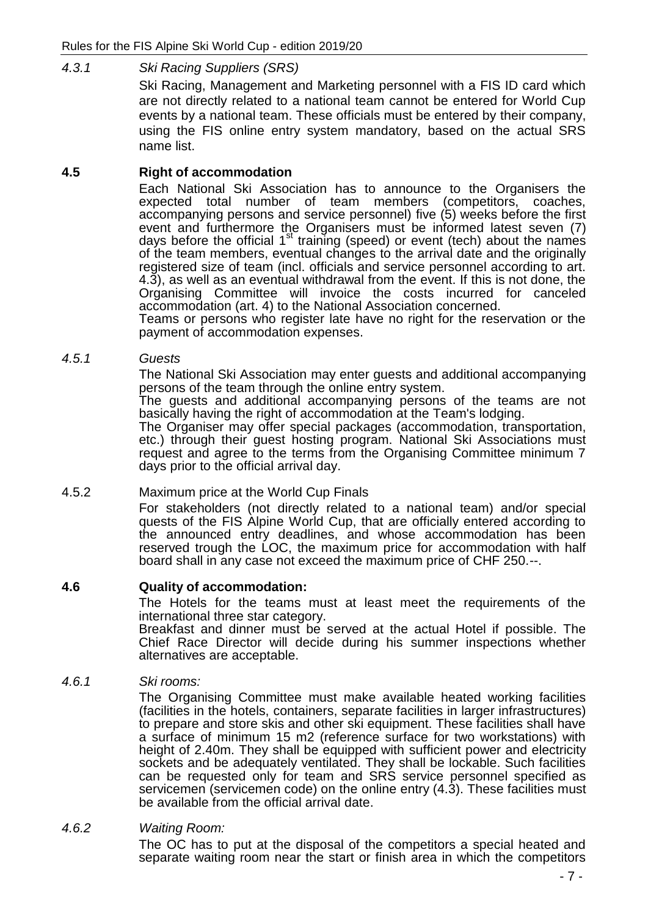*4.3.1 Ski Racing Suppliers (SRS)*

Ski Racing, Management and Marketing personnel with a FIS ID card which are not directly related to a national team cannot be entered for World Cup events by a national team. These officials must be entered by their company, using the FIS online entry system mandatory, based on the actual SRS name list.

**4.5 Right of accommodation**

Each National Ski Association has to announce to the Organisers the expected total number of team members (competitors, coaches, accompanying persons and service personnel) five (5) weeks before the first event and furthermore the Organisers must be informed latest seven (7) days before the official 1st training (speed) or event (tech) about the names of the team members, eventual changes to the arrival date and the originally registered size of team (incl. officials and service personnel according to art. 4.3), as well as an eventual withdrawal from the event. If this is not done, the Organising Committee will invoice the costs incurred for canceled accommodation (art. 4) to the National Association concerned.
Teams or persons who register late have no right for the reservation or the payment of accommodation expenses.

*4.5.1 Guests*

The National Ski Association may enter guests and additional accompanying persons of the team through the online entry system.
The guests and additional accompanying persons of the teams are not basically having the right of accommodation at the Team's lodging.
The Organiser may offer special packages (accommodation, transportation, etc.) through their guest hosting program. National Ski Associations must request and agree to the terms from the Organising Committee minimum 7 days prior to the official arrival day.

4.5.2 Maximum price at the World Cup Finals

For stakeholders (not directly related to a national team) and/or special quests of the FIS Alpine World Cup, that are officially entered according to the announced entry deadlines, and whose accommodation has been reserved trough the LOC, the maximum price for accommodation with half board shall in any case not exceed the maximum price of CHF 250.--.

**4.6 Quality of accommodation:**

The Hotels for the teams must at least meet the requirements of the international three star category.
Breakfast and dinner must be served at the actual Hotel if possible. The Chief Race Director will decide during his summer inspections whether alternatives are acceptable.

*4.6.1 Ski rooms:*

The Organising Committee must make available heated working facilities (facilities in the hotels, containers, separate facilities in larger infrastructures) to prepare and store skis and other ski equipment. These facilities shall have a surface of minimum 15 m2 (reference surface for two workstations) with height of 2.40m. They shall be equipped with sufficient power and electricity sockets and be adequately ventilated. They shall be lockable. Such facilities can be requested only for team and SRS service personnel specified as servicemen (servicemen code) on the online entry (4.3). These facilities must be available from the official arrival date.

*4.6.2 Waiting Room:*

The OC has to put at the disposal of the competitors a special heated and separate waiting room near the start or finish area in which the competitors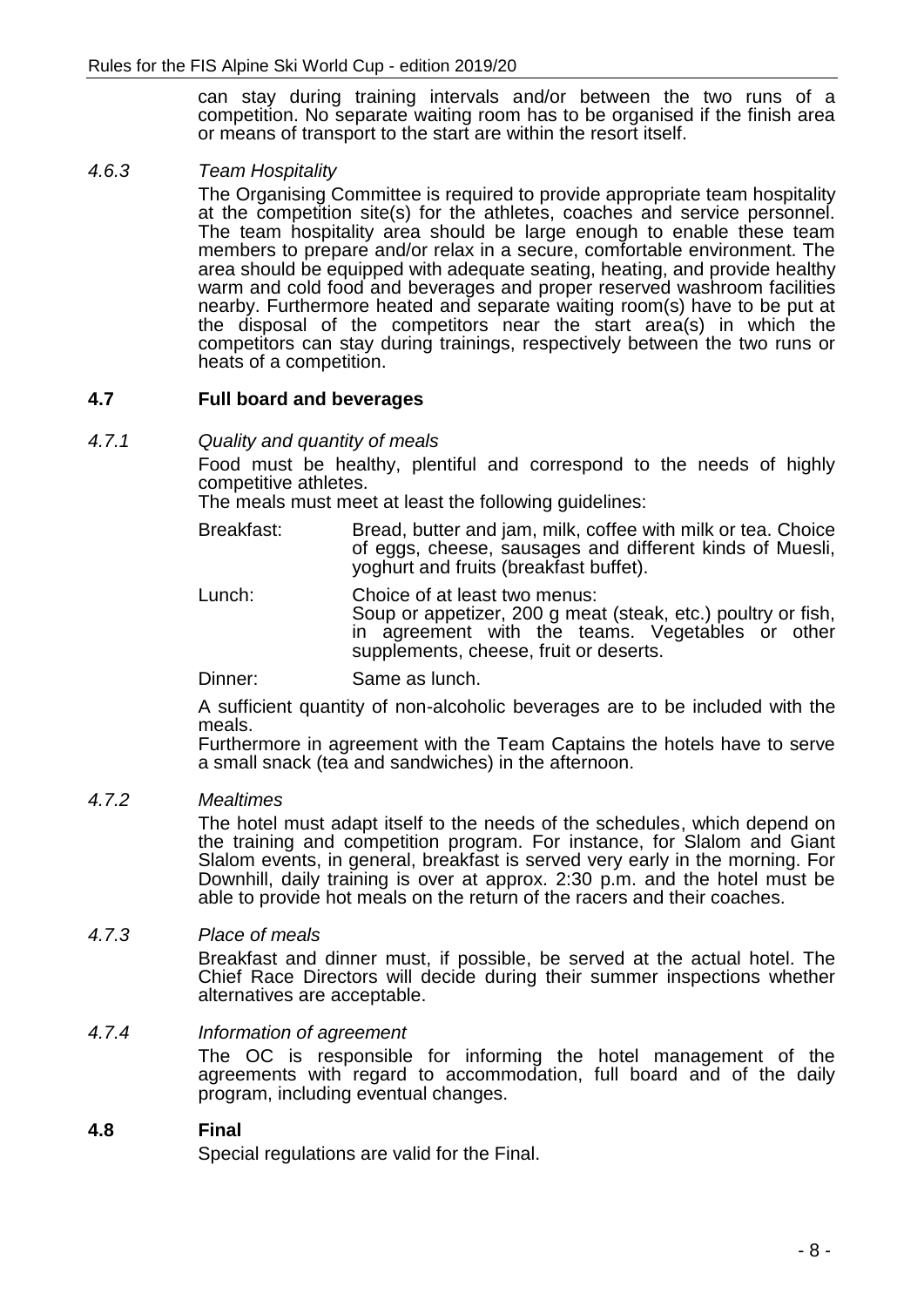can stay during training intervals and/or between the two runs of a competition. No separate waiting room has to be organised if the finish area or means of transport to the start are within the resort itself.

*4.6.3 Team Hospitality*

The Organising Committee is required to provide appropriate team hospitality at the competition site(s) for the athletes, coaches and service personnel. The team hospitality area should be large enough to enable these team members to prepare and/or relax in a secure, comfortable environment. The area should be equipped with adequate seating, heating, and provide healthy warm and cold food and beverages and proper reserved washroom facilities nearby. Furthermore heated and separate waiting room(s) have to be put at the disposal of the competitors near the start area(s) in which the competitors can stay during trainings, respectively between the two runs or heats of a competition.

## 4.7 Full board and beverages

*4.7.1 Quality and quantity of meals*

Food must be healthy, plentiful and correspond to the needs of highly competitive athletes.

The meals must meet at least the following guidelines:

Breakfast: Bread, butter and jam, milk, coffee with milk or tea. Choice of eggs, cheese, sausages and different kinds of Muesli, yoghurt and fruits (breakfast buffet).

Lunch: Choice of at least two menus:
Soup or appetizer, 200 g meat (steak, etc.) poultry or fish, in agreement with the teams. Vegetables or other supplements, cheese, fruit or deserts.

Dinner: Same as lunch.

A sufficient quantity of non-alcoholic beverages are to be included with the meals.

Furthermore in agreement with the Team Captains the hotels have to serve a small snack (tea and sandwiches) in the afternoon.

*4.7.2 Mealtimes*

The hotel must adapt itself to the needs of the schedules, which depend on the training and competition program. For instance, for Slalom and Giant Slalom events, in general, breakfast is served very early in the morning. For Downhill, daily training is over at approx. 2:30 p.m. and the hotel must be able to provide hot meals on the return of the racers and their coaches.

*4.7.3 Place of meals*

Breakfast and dinner must, if possible, be served at the actual hotel. The Chief Race Directors will decide during their summer inspections whether alternatives are acceptable.

*4.7.4 Information of agreement*

The OC is responsible for informing the hotel management of the agreements with regard to accommodation, full board and of the daily program, including eventual changes.

## 4.8 Final

Special regulations are valid for the Final.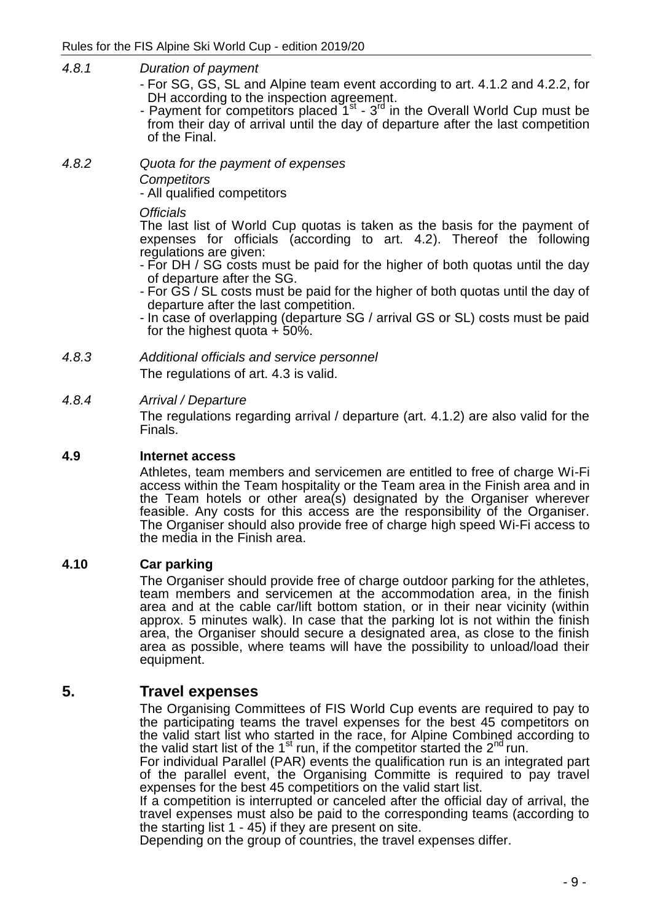#### 4.8.1 *Duration of payment*

- For SG, GS, SL and Alpine team event according to art. 4.1.2 and 4.2.2, for DH according to the inspection agreement.
- Payment for competitors placed 1st - 3rd in the Overall World Cup must be from their day of arrival until the day of departure after the last competition of the Final.

#### 4.8.2 *Quota for the payment of expenses*

*Competitors*

- All qualified competitors

*Officials*

The last list of World Cup quotas is taken as the basis for the payment of expenses for officials (according to art. 4.2). Thereof the following regulations are given:

- For DH / SG costs must be paid for the higher of both quotas until the day of departure after the SG.
- For GS / SL costs must be paid for the higher of both quotas until the day of departure after the last competition.
- In case of overlapping (departure SG / arrival GS or SL) costs must be paid for the highest quota + 50%.

#### 4.8.3 *Additional officials and service personnel*

The regulations of art. 4.3 is valid.

#### 4.8.4 *Arrival / Departure*

The regulations regarding arrival / departure (art. 4.1.2) are also valid for the Finals.

### 4.9 Internet access

Athletes, team members and servicemen are entitled to free of charge Wi-Fi access within the Team hospitality or the Team area in the Finish area and in the Team hotels or other area(s) designated by the Organiser wherever feasible. Any costs for this access are the responsibility of the Organiser. The Organiser should also provide free of charge high speed Wi-Fi access to the media in the Finish area.

### 4.10 Car parking

The Organiser should provide free of charge outdoor parking for the athletes, team members and servicemen at the accommodation area, in the finish area and at the cable car/lift bottom station, or in their near vicinity (within approx. 5 minutes walk). In case that the parking lot is not within the finish area, the Organiser should secure a designated area, as close to the finish area as possible, where teams will have the possibility to unload/load their equipment.

## 5. Travel expenses

The Organising Committees of FIS World Cup events are required to pay to the participating teams the travel expenses for the best 45 competitors on the valid start list who started in the race, for Alpine Combined according to the valid start list of the 1st run, if the competitor started the 2nd run.

For individual Parallel (PAR) events the qualification run is an integrated part of the parallel event, the Organising Committe is required to pay travel expenses for the best 45 competitiors on the valid start list.

If a competition is interrupted or canceled after the official day of arrival, the travel expenses must also be paid to the corresponding teams (according to the starting list 1 - 45) if they are present on site.

Depending on the group of countries, the travel expenses differ.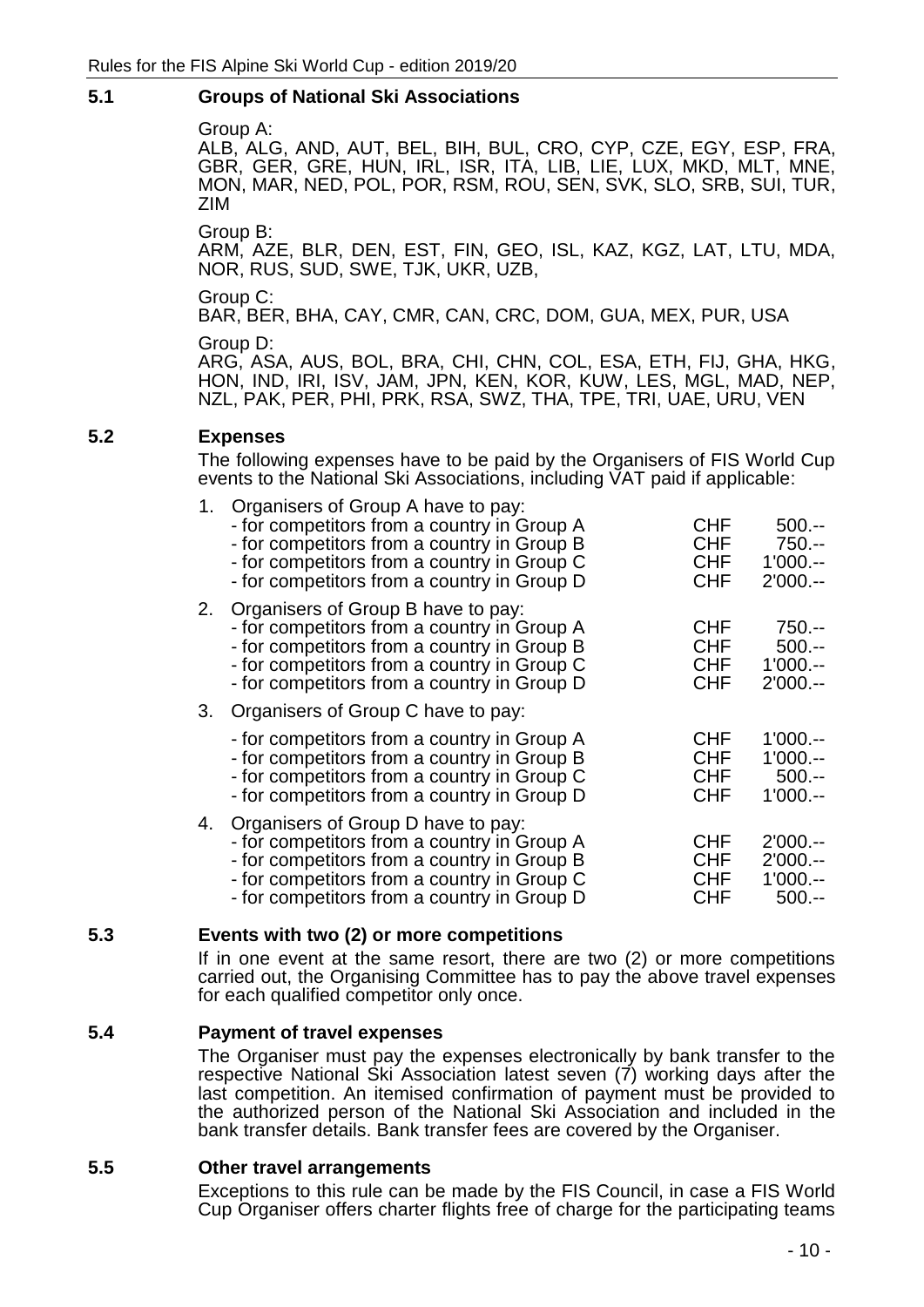## 5.1 Groups of National Ski Associations

Group A:
ALB, ALG, AND, AUT, BEL, BIH, BUL, CRO, CYP, CZE, EGY, ESP, FRA, GBR, GER, GRE, HUN, IRL, ISR, ITA, LIB, LIE, LUX, MKD, MLT, MNE, MON, MAR, NED, POL, POR, RSM, ROU, SEN, SVK, SLO, SRB, SUI, TUR, ZIM

Group B:
ARM, AZE, BLR, DEN, EST, FIN, GEO, ISL, KAZ, KGZ, LAT, LTU, MDA, NOR, RUS, SUD, SWE, TJK, UKR, UZB,

Group C:
BAR, BER, BHA, CAY, CMR, CAN, CRC, DOM, GUA, MEX, PUR, USA

Group D:
ARG, ASA, AUS, BOL, BRA, CHI, CHN, COL, ESA, ETH, FIJ, GHA, HKG, HON, IND, IRI, ISV, JAM, JPN, KEN, KOR, KUW, LES, MGL, MAD, NEP, NZL, PAK, PER, PHI, PRK, RSA, SWZ, THA, TPE, TRI, UAE, URU, VEN

## 5.2 Expenses

The following expenses have to be paid by the Organisers of FIS World Cup events to the National Ski Associations, including VAT paid if applicable:

1. Organisers of Group A have to pay:

| | | |
|---|---|---|
| - for competitors from a country in Group A | CHF | 500.-- |
| - for competitors from a country in Group B | CHF | 750.-- |
| - for competitors from a country in Group C | CHF | 1'000.-- |
| - for competitors from a country in Group D | CHF | 2'000.-- |

2. Organisers of Group B have to pay:

| | | |
|---|---|---|
| - for competitors from a country in Group A | CHF | 750.-- |
| - for competitors from a country in Group B | CHF | 500.-- |
| - for competitors from a country in Group C | CHF | 1'000.-- |
| - for competitors from a country in Group D | CHF | 2'000.-- |

3. Organisers of Group C have to pay:

| | | |
|---|---|---|
| - for competitors from a country in Group A | CHF | 1'000.-- |
| - for competitors from a country in Group B | CHF | 1'000.-- |
| - for competitors from a country in Group C | CHF | 500.-- |
| - for competitors from a country in Group D | CHF | 1'000.-- |

4. Organisers of Group D have to pay:

| | | |
|---|---|---|
| - for competitors from a country in Group A | CHF | 2'000.-- |
| - for competitors from a country in Group B | CHF | 2'000.-- |
| - for competitors from a country in Group C | CHF | 1'000.-- |
| - for competitors from a country in Group D | CHF | 500.-- |

## 5.3 Events with two (2) or more competitions

If in one event at the same resort, there are two (2) or more competitions carried out, the Organising Committee has to pay the above travel expenses for each qualified competitor only once.

## 5.4 Payment of travel expenses

The Organiser must pay the expenses electronically by bank transfer to the respective National Ski Association latest seven (7) working days after the last competition. An itemised confirmation of payment must be provided to the authorized person of the National Ski Association and included in the bank transfer details. Bank transfer fees are covered by the Organiser.

## 5.5 Other travel arrangements

Exceptions to this rule can be made by the FIS Council, in case a FIS World Cup Organiser offers charter flights free of charge for the participating teams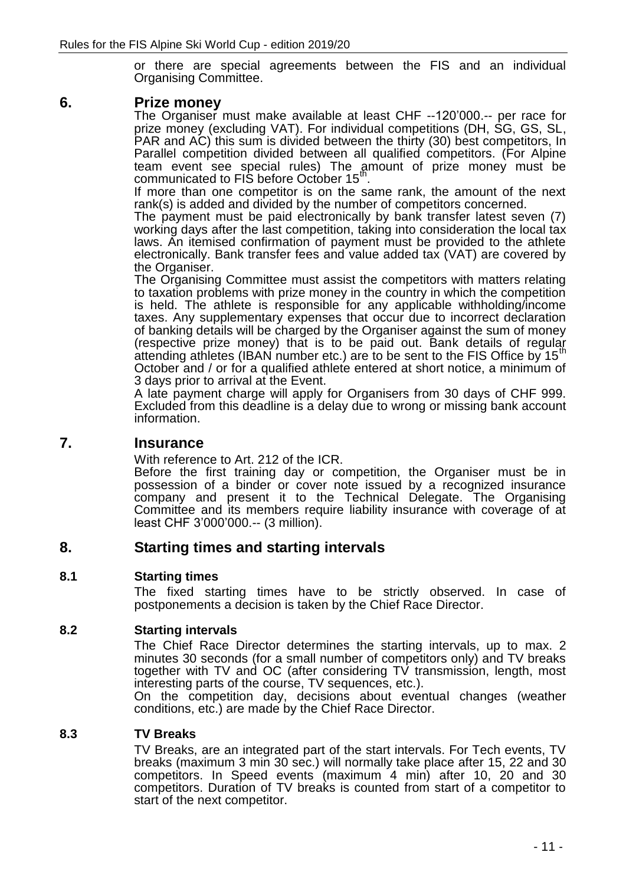or there are special agreements between the FIS and an individual Organising Committee.

## 6. Prize money

The Organiser must make available at least CHF --120'000.-- per race for prize money (excluding VAT). For individual competitions (DH, SG, GS, SL, PAR and AC) this sum is divided between the thirty (30) best competitors, In Parallel competition divided between all qualified competitors. (For Alpine team event see special rules) The amount of prize money must be communicated to FIS before October 15th.

If more than one competitor is on the same rank, the amount of the next rank(s) is added and divided by the number of competitors concerned.

The payment must be paid electronically by bank transfer latest seven (7) working days after the last competition, taking into consideration the local tax laws. An itemised confirmation of payment must be provided to the athlete electronically. Bank transfer fees and value added tax (VAT) are covered by the Organiser.

The Organising Committee must assist the competitors with matters relating to taxation problems with prize money in the country in which the competition is held. The athlete is responsible for any applicable withholding/income taxes. Any supplementary expenses that occur due to incorrect declaration of banking details will be charged by the Organiser against the sum of money (respective prize money) that is to be paid out. Bank details of regular attending athletes (IBAN number etc.) are to be sent to the FIS Office by 15th October and / or for a qualified athlete entered at short notice, a minimum of 3 days prior to arrival at the Event.

A late payment charge will apply for Organisers from 30 days of CHF 999. Excluded from this deadline is a delay due to wrong or missing bank account information.

## 7. Insurance

With reference to Art. 212 of the ICR.

Before the first training day or competition, the Organiser must be in possession of a binder or cover note issued by a recognized insurance company and present it to the Technical Delegate. The Organising Committee and its members require liability insurance with coverage of at least CHF 3'000'000.-- (3 million).

## 8. Starting times and starting intervals

### 8.1 Starting times

The fixed starting times have to be strictly observed. In case of postponements a decision is taken by the Chief Race Director.

### 8.2 Starting intervals

The Chief Race Director determines the starting intervals, up to max. 2 minutes 30 seconds (for a small number of competitors only) and TV breaks together with TV and OC (after considering TV transmission, length, most interesting parts of the course, TV sequences, etc.).

On the competition day, decisions about eventual changes (weather conditions, etc.) are made by the Chief Race Director.

### 8.3 TV Breaks

TV Breaks, are an integrated part of the start intervals. For Tech events, TV breaks (maximum 3 min 30 sec.) will normally take place after 15, 22 and 30 competitors. In Speed events (maximum 4 min) after 10, 20 and 30 competitors. Duration of TV breaks is counted from start of a competitor to start of the next competitor.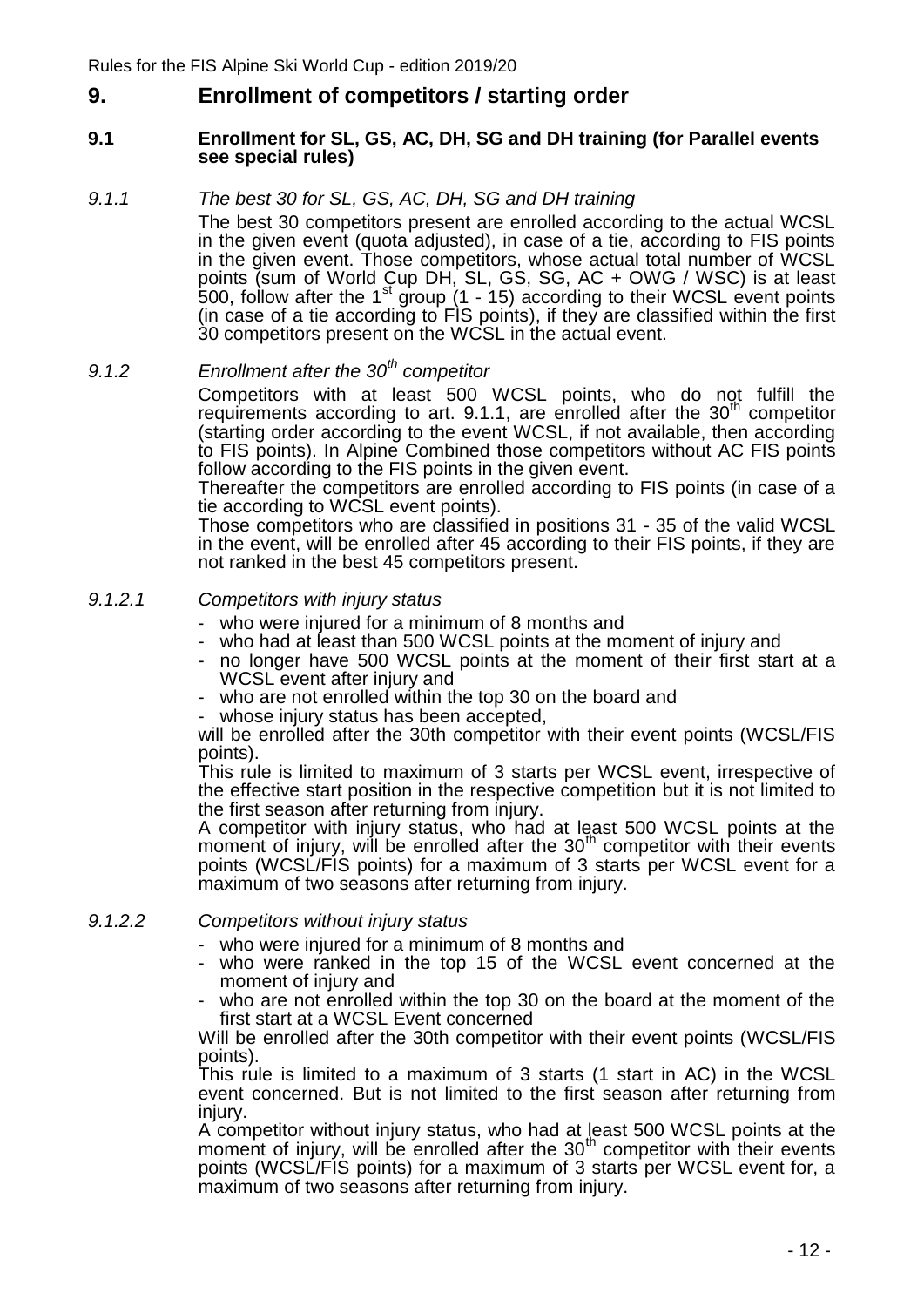## 9. Enrollment of competitors / starting order

### 9.1 Enrollment for SL, GS, AC, DH, SG and DH training (for Parallel events see special rules)

*9.1.1 The best 30 for SL, GS, AC, DH, SG and DH training*

The best 30 competitors present are enrolled according to the actual WCSL in the given event (quota adjusted), in case of a tie, according to FIS points in the given event. Those competitors, whose actual total number of WCSL points (sum of World Cup DH, SL, GS, SG, AC + OWG / WSC) is at least 500, follow after the 1st group (1 - 15) according to their WCSL event points (in case of a tie according to FIS points), if they are classified within the first 30 competitors present on the WCSL in the actual event.

*9.1.2 Enrollment after the 30th competitor*

Competitors with at least 500 WCSL points, who do not fulfill the requirements according to art. 9.1.1, are enrolled after the 30th competitor (starting order according to the event WCSL, if not available, then according to FIS points). In Alpine Combined those competitors without AC FIS points follow according to the FIS points in the given event.

Thereafter the competitors are enrolled according to FIS points (in case of a tie according to WCSL event points).

Those competitors who are classified in positions 31 - 35 of the valid WCSL in the event, will be enrolled after 45 according to their FIS points, if they are not ranked in the best 45 competitors present.

*9.1.2.1 Competitors with injury status*

- who were injured for a minimum of 8 months and
- who had at least than 500 WCSL points at the moment of injury and
- no longer have 500 WCSL points at the moment of their first start at a WCSL event after injury and
- who are not enrolled within the top 30 on the board and
- whose injury status has been accepted,

will be enrolled after the 30th competitor with their event points (WCSL/FIS points).

This rule is limited to maximum of 3 starts per WCSL event, irrespective of the effective start position in the respective competition but it is not limited to the first season after returning from injury.

A competitor with injury status, who had at least 500 WCSL points at the moment of injury, will be enrolled after the 30th competitor with their events points (WCSL/FIS points) for a maximum of 3 starts per WCSL event for a maximum of two seasons after returning from injury.

*9.1.2.2 Competitors without injury status*

- who were injured for a minimum of 8 months and
- who were ranked in the top 15 of the WCSL event concerned at the moment of injury and
- who are not enrolled within the top 30 on the board at the moment of the first start at a WCSL Event concerned

Will be enrolled after the 30th competitor with their event points (WCSL/FIS points).

This rule is limited to a maximum of 3 starts (1 start in AC) in the WCSL event concerned. But is not limited to the first season after returning from injury.

A competitor without injury status, who had at least 500 WCSL points at the moment of injury, will be enrolled after the 30th competitor with their events points (WCSL/FIS points) for a maximum of 3 starts per WCSL event for, a maximum of two seasons after returning from injury.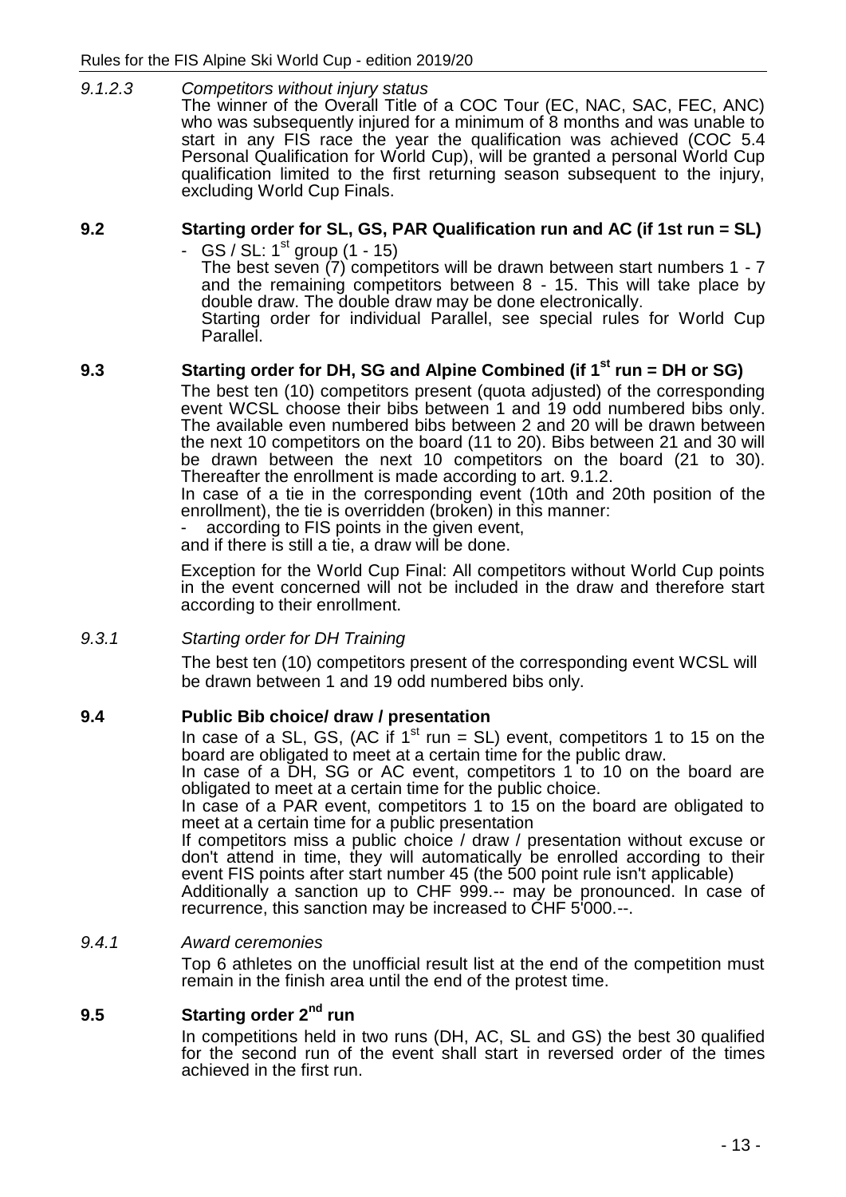#### *9.1.2.3 Competitors without injury status*

The winner of the Overall Title of a COC Tour (EC, NAC, SAC, FEC, ANC) who was subsequently injured for a minimum of 8 months and was unable to start in any FIS race the year the qualification was achieved (COC 5.4 Personal Qualification for World Cup), will be granted a personal World Cup qualification limited to the first returning season subsequent to the injury, excluding World Cup Finals.

### 9.2 Starting order for SL, GS, PAR Qualification run and AC (if 1st run = SL)

- GS / SL: 1st group (1 - 15)

  The best seven (7) competitors will be drawn between start numbers 1 - 7 and the remaining competitors between 8 - 15. This will take place by double draw. The double draw may be done electronically.

  Starting order for individual Parallel, see special rules for World Cup Parallel.

### 9.3 Starting order for DH, SG and Alpine Combined (if 1st run = DH or SG)

The best ten (10) competitors present (quota adjusted) of the corresponding event WCSL choose their bibs between 1 and 19 odd numbered bibs only. The available even numbered bibs between 2 and 20 will be drawn between the next 10 competitors on the board (11 to 20). Bibs between 21 and 30 will be drawn between the next 10 competitors on the board (21 to 30). Thereafter the enrollment is made according to art. 9.1.2.

In case of a tie in the corresponding event (10th and 20th position of the enrollment), the tie is overridden (broken) in this manner:

- according to FIS points in the given event,

and if there is still a tie, a draw will be done.

Exception for the World Cup Final: All competitors without World Cup points in the event concerned will not be included in the draw and therefore start according to their enrollment.

#### *9.3.1 Starting order for DH Training*

The best ten (10) competitors present of the corresponding event WCSL will be drawn between 1 and 19 odd numbered bibs only.

### 9.4 Public Bib choice/ draw / presentation

In case of a SL, GS, (AC if 1st run = SL) event, competitors 1 to 15 on the board are obligated to meet at a certain time for the public draw.

In case of a DH, SG or AC event, competitors 1 to 10 on the board are obligated to meet at a certain time for the public choice.

In case of a PAR event, competitors 1 to 15 on the board are obligated to meet at a certain time for a public presentation

If competitors miss a public choice / draw / presentation without excuse or don't attend in time, they will automatically be enrolled according to their event FIS points after start number 45 (the 500 point rule isn't applicable)

Additionally a sanction up to CHF 999.-- may be pronounced. In case of recurrence, this sanction may be increased to CHF 5'000.--.

#### *9.4.1 Award ceremonies*

Top 6 athletes on the unofficial result list at the end of the competition must remain in the finish area until the end of the protest time.

### 9.5 Starting order 2nd run

In competitions held in two runs (DH, AC, SL and GS) the best 30 qualified for the second run of the event shall start in reversed order of the times achieved in the first run.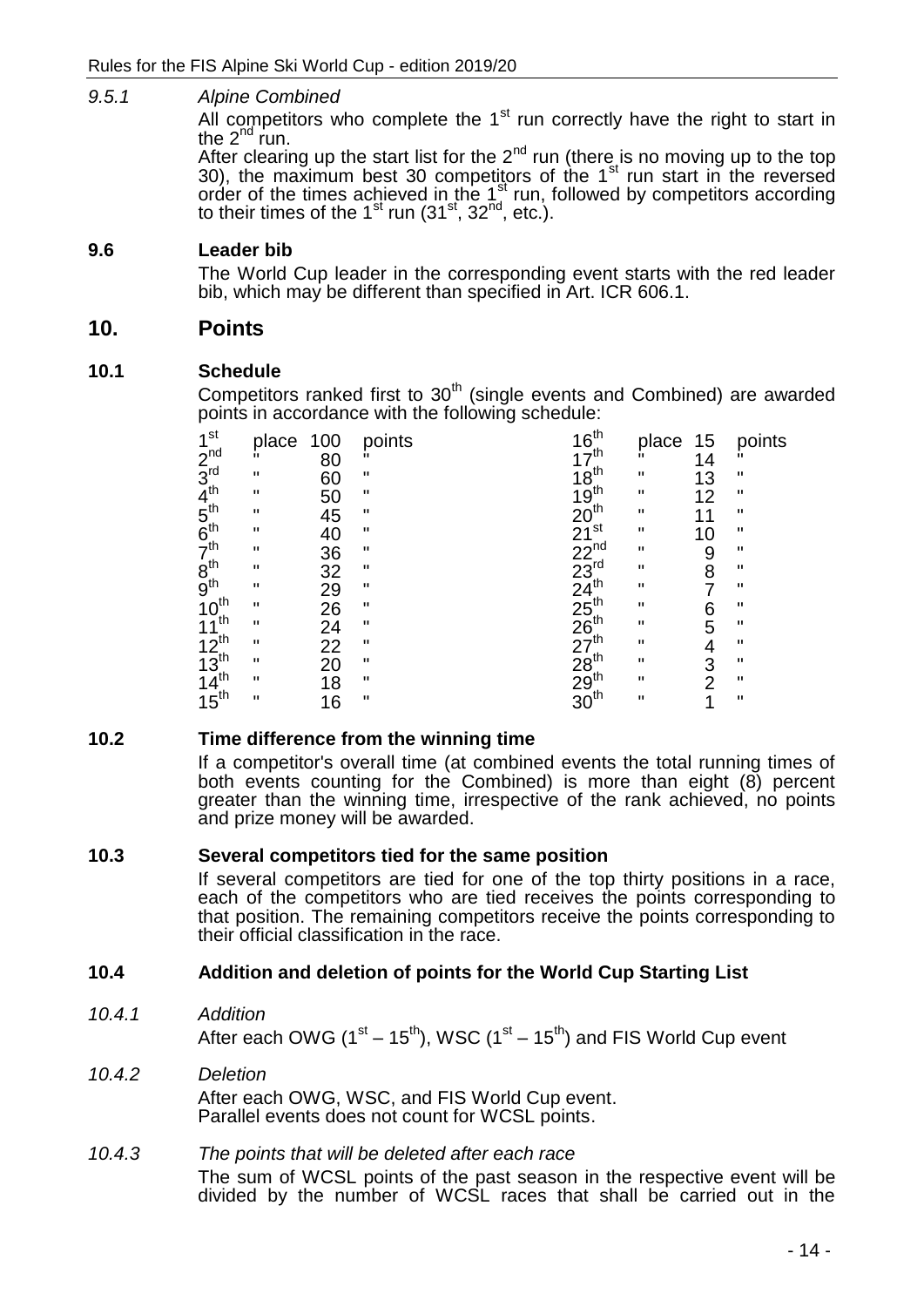*9.5.1 Alpine Combined*

All competitors who complete the 1st run correctly have the right to start in the 2nd run.

After clearing up the start list for the 2nd run (there is no moving up to the top 30), the maximum best 30 competitors of the 1st run start in the reversed order of the times achieved in the 1st run, followed by competitors according to their times of the 1st run (31st, 32nd, etc.).

### 9.6 Leader bib

The World Cup leader in the corresponding event starts with the red leader bib, which may be different than specified in Art. ICR 606.1.

## 10. Points

### 10.1 Schedule

Competitors ranked first to 30th (single events and Combined) are awarded points in accordance with the following schedule:

| Place | Points | Place | Points |
|---|---|---|---|
| 1st place | 100 points | 16th place | 15 points |
| 2nd " | 80 " | 17th " | 14 " |
| 3rd " | 60 " | 18th " | 13 " |
| 4th " | 50 " | 19th " | 12 " |
| 5th " | 45 " | 20th " | 11 " |
| 6th " | 40 " | 21st " | 10 " |
| 7th " | 36 " | 22nd " | 9 " |
| 8th " | 32 " | 23rd " | 8 " |
| 9th " | 29 " | 24th " | 7 " |
| 10th " | 26 " | 25th " | 6 " |
| 11th " | 24 " | 26th " | 5 " |
| 12th " | 22 " | 27th " | 4 " |
| 13th " | 20 " | 28th " | 3 " |
| 14th " | 18 " | 29th " | 2 " |
| 15th " | 16 " | 30th " | 1 " |

### 10.2 Time difference from the winning time

If a competitor's overall time (at combined events the total running times of both events counting for the Combined) is more than eight (8) percent greater than the winning time, irrespective of the rank achieved, no points and prize money will be awarded.

### 10.3 Several competitors tied for the same position

If several competitors are tied for one of the top thirty positions in a race, each of the competitors who are tied receives the points corresponding to that position. The remaining competitors receive the points corresponding to their official classification in the race.

### 10.4 Addition and deletion of points for the World Cup Starting List

*10.4.1 Addition*

After each OWG (1st – 15th), WSC (1st – 15th) and FIS World Cup event

*10.4.2 Deletion*

After each OWG, WSC, and FIS World Cup event.
Parallel events does not count for WCSL points.

*10.4.3 The points that will be deleted after each race*

The sum of WCSL points of the past season in the respective event will be divided by the number of WCSL races that shall be carried out in the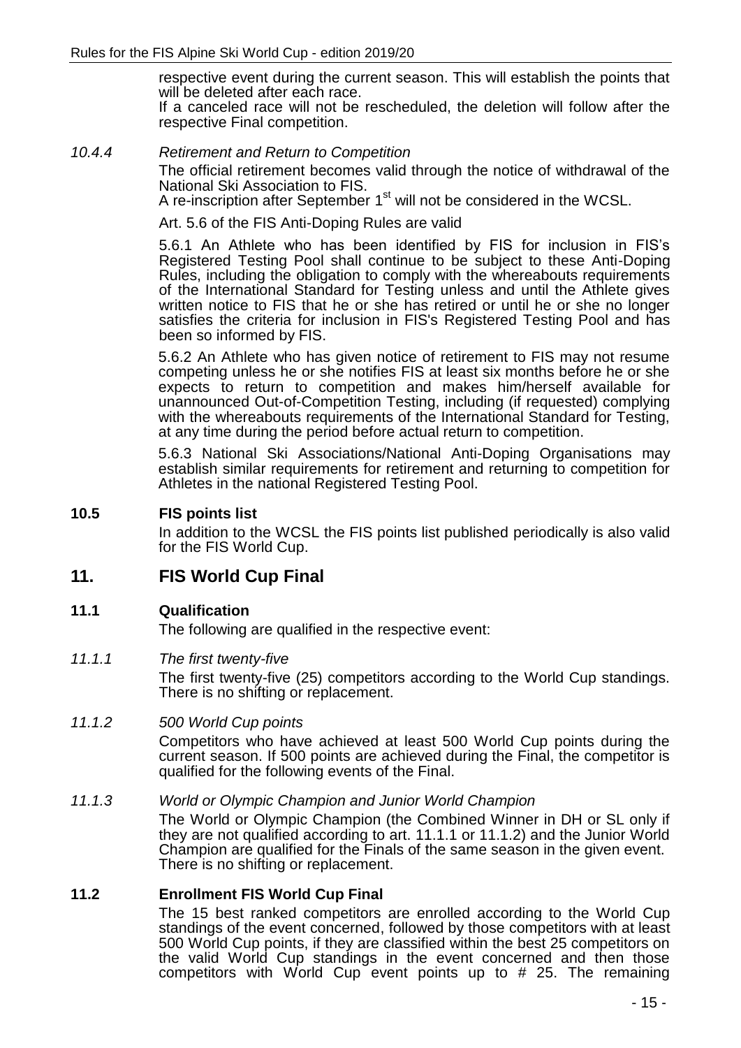respective event during the current season. This will establish the points that will be deleted after each race.

If a canceled race will not be rescheduled, the deletion will follow after the respective Final competition.

*10.4.4 Retirement and Return to Competition*

The official retirement becomes valid through the notice of withdrawal of the National Ski Association to FIS.

A re-inscription after September 1st will not be considered in the WCSL.

Art. 5.6 of the FIS Anti-Doping Rules are valid

5.6.1 An Athlete who has been identified by FIS for inclusion in FIS's Registered Testing Pool shall continue to be subject to these Anti-Doping Rules, including the obligation to comply with the whereabouts requirements of the International Standard for Testing unless and until the Athlete gives written notice to FIS that he or she has retired or until he or she no longer satisfies the criteria for inclusion in FIS's Registered Testing Pool and has been so informed by FIS.

5.6.2 An Athlete who has given notice of retirement to FIS may not resume competing unless he or she notifies FIS at least six months before he or she expects to return to competition and makes him/herself available for unannounced Out-of-Competition Testing, including (if requested) complying with the whereabouts requirements of the International Standard for Testing, at any time during the period before actual return to competition.

5.6.3 National Ski Associations/National Anti-Doping Organisations may establish similar requirements for retirement and returning to competition for Athletes in the national Registered Testing Pool.

### 10.5 FIS points list

In addition to the WCSL the FIS points list published periodically is also valid for the FIS World Cup.

## 11. FIS World Cup Final

### 11.1 Qualification

The following are qualified in the respective event:

*11.1.1 The first twenty-five*

The first twenty-five (25) competitors according to the World Cup standings. There is no shifting or replacement.

*11.1.2 500 World Cup points*

Competitors who have achieved at least 500 World Cup points during the current season. If 500 points are achieved during the Final, the competitor is qualified for the following events of the Final.

*11.1.3 World or Olympic Champion and Junior World Champion*

The World or Olympic Champion (the Combined Winner in DH or SL only if they are not qualified according to art. 11.1.1 or 11.1.2) and the Junior World Champion are qualified for the Finals of the same season in the given event. There is no shifting or replacement.

### 11.2 Enrollment FIS World Cup Final

The 15 best ranked competitors are enrolled according to the World Cup standings of the event concerned, followed by those competitors with at least 500 World Cup points, if they are classified within the best 25 competitors on the valid World Cup standings in the event concerned and then those competitors with World Cup event points up to # 25. The remaining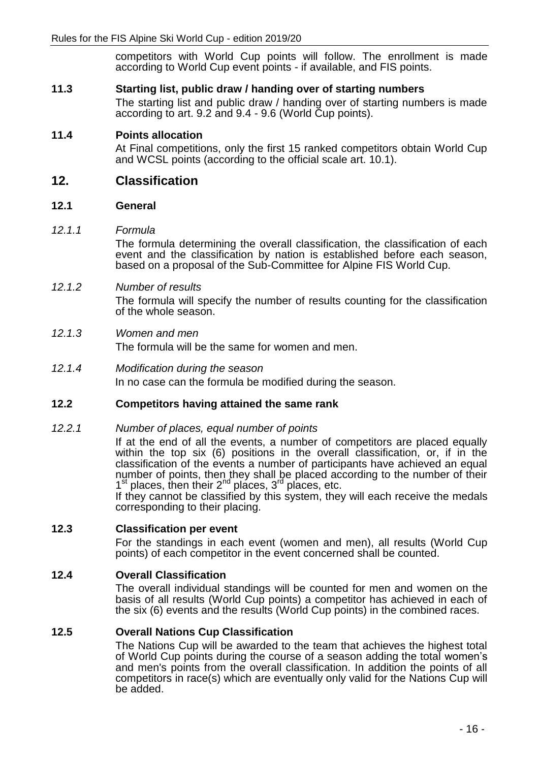competitors with World Cup points will follow. The enrollment is made according to World Cup event points - if available, and FIS points.

### 11.3 Starting list, public draw / handing over of starting numbers

The starting list and public draw / handing over of starting numbers is made according to art. 9.2 and 9.4 - 9.6 (World Cup points).

### 11.4 Points allocation

At Final competitions, only the first 15 ranked competitors obtain World Cup and WCSL points (according to the official scale art. 10.1).

## 12. Classification

### 12.1 General

*12.1.1 Formula*

The formula determining the overall classification, the classification of each event and the classification by nation is established before each season, based on a proposal of the Sub-Committee for Alpine FIS World Cup.

*12.1.2 Number of results*

The formula will specify the number of results counting for the classification of the whole season.

*12.1.3 Women and men*

The formula will be the same for women and men.

*12.1.4 Modification during the season*

In no case can the formula be modified during the season.

### 12.2 Competitors having attained the same rank

*12.2.1 Number of places, equal number of points*

If at the end of all the events, a number of competitors are placed equally within the top six (6) positions in the overall classification, or, if in the classification of the events a number of participants have achieved an equal number of points, then they shall be placed according to the number of their 1st places, then their 2nd places, 3rd places, etc.
If they cannot be classified by this system, they will each receive the medals corresponding to their placing.

### 12.3 Classification per event

For the standings in each event (women and men), all results (World Cup points) of each competitor in the event concerned shall be counted.

### 12.4 Overall Classification

The overall individual standings will be counted for men and women on the basis of all results (World Cup points) a competitor has achieved in each of the six (6) events and the results (World Cup points) in the combined races.

### 12.5 Overall Nations Cup Classification

The Nations Cup will be awarded to the team that achieves the highest total of World Cup points during the course of a season adding the total women's and men's points from the overall classification. In addition the points of all competitors in race(s) which are eventually only valid for the Nations Cup will be added.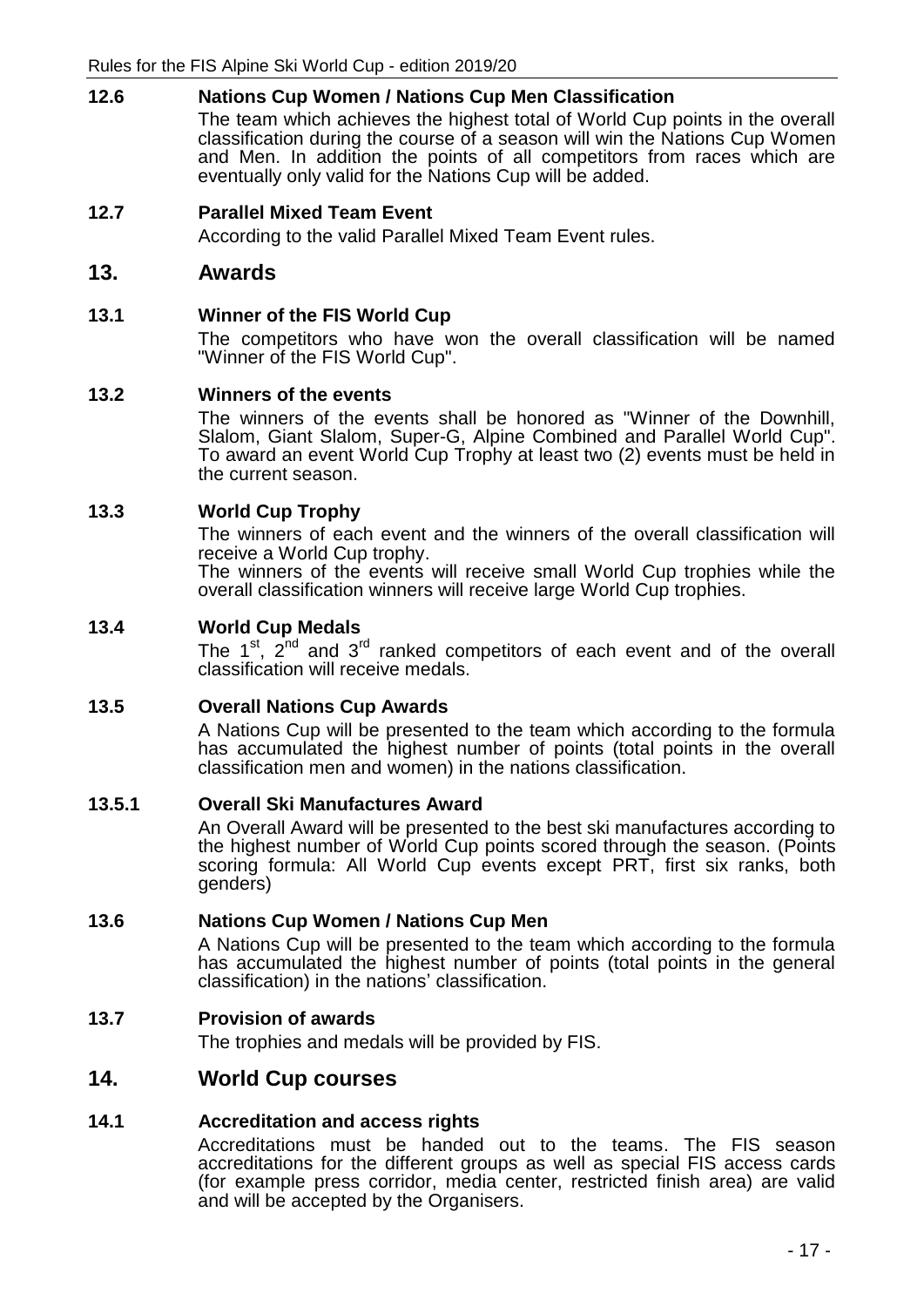### 12.6 Nations Cup Women / Nations Cup Men Classification

The team which achieves the highest total of World Cup points in the overall classification during the course of a season will win the Nations Cup Women and Men. In addition the points of all competitors from races which are eventually only valid for the Nations Cup will be added.

### 12.7 Parallel Mixed Team Event

According to the valid Parallel Mixed Team Event rules.

## 13. Awards

### 13.1 Winner of the FIS World Cup

The competitors who have won the overall classification will be named "Winner of the FIS World Cup".

### 13.2 Winners of the events

The winners of the events shall be honored as "Winner of the Downhill, Slalom, Giant Slalom, Super-G, Alpine Combined and Parallel World Cup". To award an event World Cup Trophy at least two (2) events must be held in the current season.

### 13.3 World Cup Trophy

The winners of each event and the winners of the overall classification will receive a World Cup trophy.
The winners of the events will receive small World Cup trophies while the overall classification winners will receive large World Cup trophies.

### 13.4 World Cup Medals

The 1st, 2nd and 3rd ranked competitors of each event and of the overall classification will receive medals.

### 13.5 Overall Nations Cup Awards

A Nations Cup will be presented to the team which according to the formula has accumulated the highest number of points (total points in the overall classification men and women) in the nations classification.

### 13.5.1 Overall Ski Manufactures Award

An Overall Award will be presented to the best ski manufactures according to the highest number of World Cup points scored through the season. (Points scoring formula: All World Cup events except PRT, first six ranks, both genders)

### 13.6 Nations Cup Women / Nations Cup Men

A Nations Cup will be presented to the team which according to the formula has accumulated the highest number of points (total points in the general classification) in the nations' classification.

### 13.7 Provision of awards

The trophies and medals will be provided by FIS.

## 14. World Cup courses

### 14.1 Accreditation and access rights

Accreditations must be handed out to the teams. The FIS season accreditations for the different groups as well as special FIS access cards (for example press corridor, media center, restricted finish area) are valid and will be accepted by the Organisers.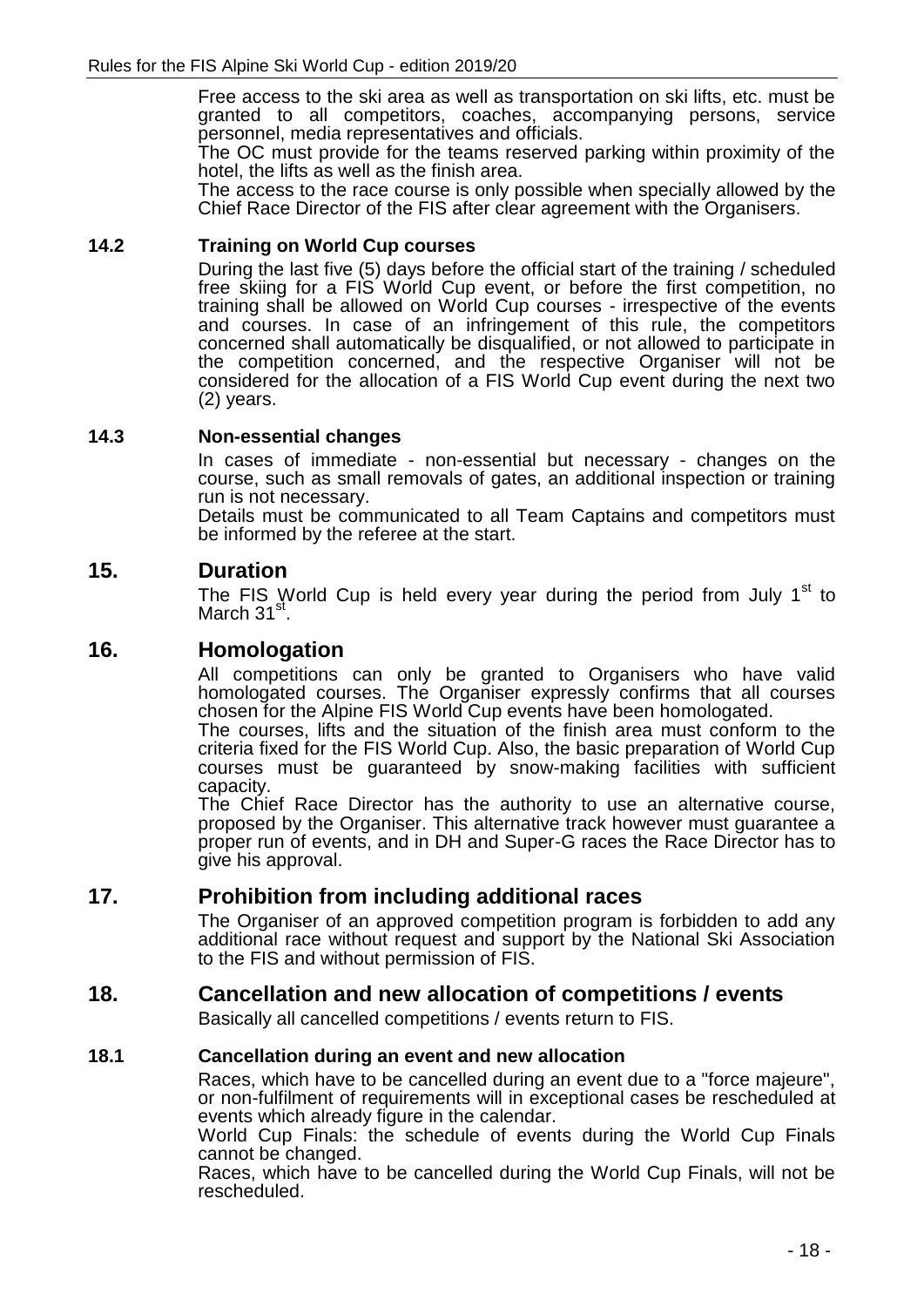Free access to the ski area as well as transportation on ski lifts, etc. must be granted to all competitors, coaches, accompanying persons, service personnel, media representatives and officials.

The OC must provide for the teams reserved parking within proximity of the hotel, the lifts as well as the finish area.

The access to the race course is only possible when specially allowed by the Chief Race Director of the FIS after clear agreement with the Organisers.

### 14.2 Training on World Cup courses

During the last five (5) days before the official start of the training / scheduled free skiing for a FIS World Cup event, or before the first competition, no training shall be allowed on World Cup courses - irrespective of the events and courses. In case of an infringement of this rule, the competitors concerned shall automatically be disqualified, or not allowed to participate in the competition concerned, and the respective Organiser will not be considered for the allocation of a FIS World Cup event during the next two (2) years.

### 14.3 Non-essential changes

In cases of immediate - non-essential but necessary - changes on the course, such as small removals of gates, an additional inspection or training run is not necessary.

Details must be communicated to all Team Captains and competitors must be informed by the referee at the start.

## 15. Duration

The FIS World Cup is held every year during the period from July 1st to March 31st.

## 16. Homologation

All competitions can only be granted to Organisers who have valid homologated courses. The Organiser expressly confirms that all courses chosen for the Alpine FIS World Cup events have been homologated.

The courses, lifts and the situation of the finish area must conform to the criteria fixed for the FIS World Cup. Also, the basic preparation of World Cup courses must be guaranteed by snow-making facilities with sufficient capacity.

The Chief Race Director has the authority to use an alternative course, proposed by the Organiser. This alternative track however must guarantee a proper run of events, and in DH and Super-G races the Race Director has to give his approval.

## 17. Prohibition from including additional races

The Organiser of an approved competition program is forbidden to add any additional race without request and support by the National Ski Association to the FIS and without permission of FIS.

## 18. Cancellation and new allocation of competitions / events

Basically all cancelled competitions / events return to FIS.

### 18.1 Cancellation during an event and new allocation

Races, which have to be cancelled during an event due to a "force majeure", or non-fulfilment of requirements will in exceptional cases be rescheduled at events which already figure in the calendar.

World Cup Finals: the schedule of events during the World Cup Finals cannot be changed.

Races, which have to be cancelled during the World Cup Finals, will not be rescheduled.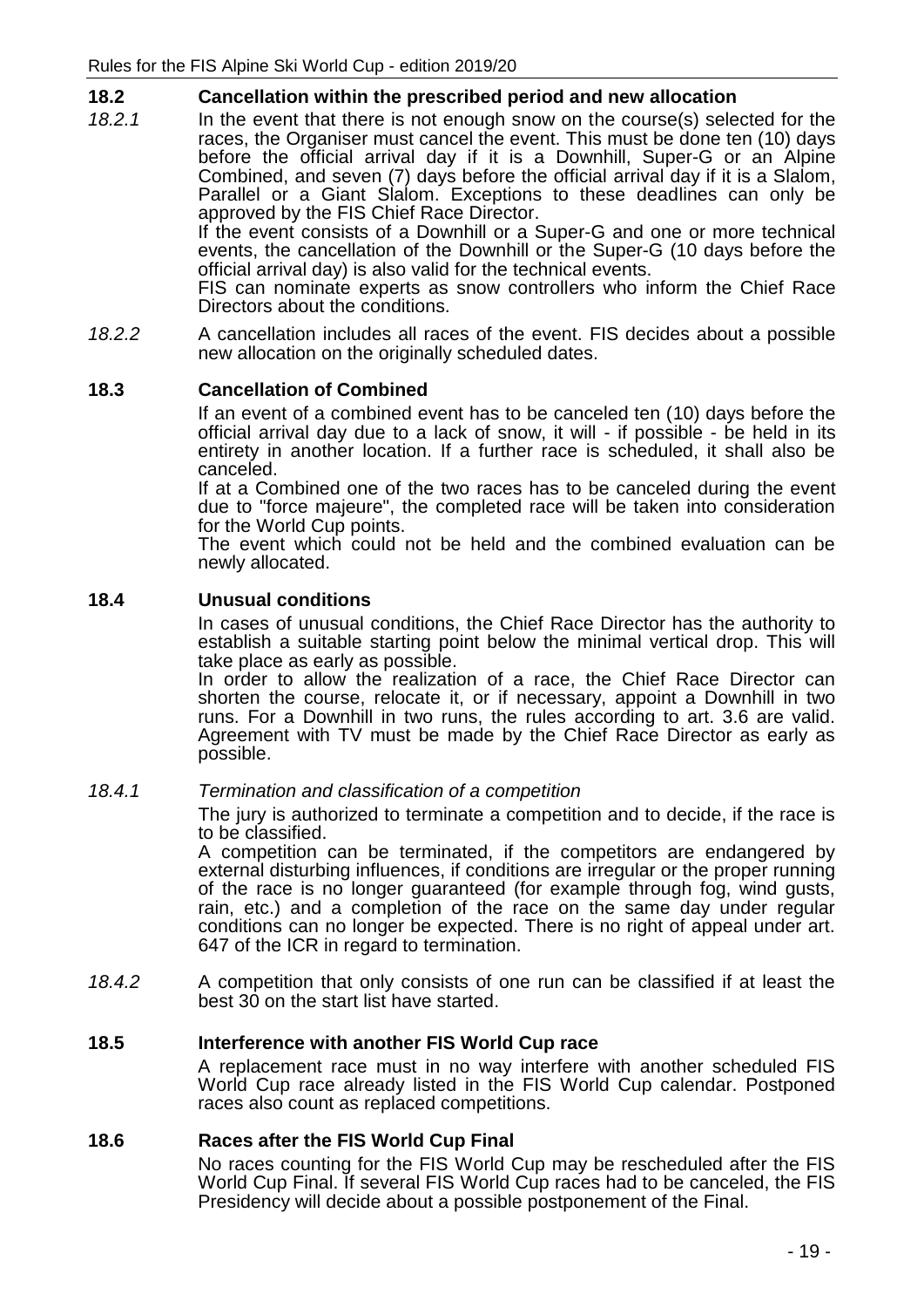## 18.2 Cancellation within the prescribed period and new allocation

*18.2.1* In the event that there is not enough snow on the course(s) selected for the races, the Organiser must cancel the event. This must be done ten (10) days before the official arrival day if it is a Downhill, Super-G or an Alpine Combined, and seven (7) days before the official arrival day if it is a Slalom, Parallel or a Giant Slalom. Exceptions to these deadlines can only be approved by the FIS Chief Race Director.

If the event consists of a Downhill or a Super-G and one or more technical events, the cancellation of the Downhill or the Super-G (10 days before the official arrival day) is also valid for the technical events.

FIS can nominate experts as snow controllers who inform the Chief Race Directors about the conditions.

*18.2.2* A cancellation includes all races of the event. FIS decides about a possible new allocation on the originally scheduled dates.

## 18.3 Cancellation of Combined

If an event of a combined event has to be canceled ten (10) days before the official arrival day due to a lack of snow, it will - if possible - be held in its entirety in another location. If a further race is scheduled, it shall also be canceled.

If at a Combined one of the two races has to be canceled during the event due to "force majeure", the completed race will be taken into consideration for the World Cup points.

The event which could not be held and the combined evaluation can be newly allocated.

## 18.4 Unusual conditions

In cases of unusual conditions, the Chief Race Director has the authority to establish a suitable starting point below the minimal vertical drop. This will take place as early as possible.

In order to allow the realization of a race, the Chief Race Director can shorten the course, relocate it, or if necessary, appoint a Downhill in two runs. For a Downhill in two runs, the rules according to art. 3.6 are valid. Agreement with TV must be made by the Chief Race Director as early as possible.

*18.4.1* *Termination and classification of a competition*

The jury is authorized to terminate a competition and to decide, if the race is to be classified.

A competition can be terminated, if the competitors are endangered by external disturbing influences, if conditions are irregular or the proper running of the race is no longer guaranteed (for example through fog, wind gusts, rain, etc.) and a completion of the race on the same day under regular conditions can no longer be expected. There is no right of appeal under art. 647 of the ICR in regard to termination.

*18.4.2* A competition that only consists of one run can be classified if at least the best 30 on the start list have started.

## 18.5 Interference with another FIS World Cup race

A replacement race must in no way interfere with another scheduled FIS World Cup race already listed in the FIS World Cup calendar. Postponed races also count as replaced competitions.

## 18.6 Races after the FIS World Cup Final

No races counting for the FIS World Cup may be rescheduled after the FIS World Cup Final. If several FIS World Cup races had to be canceled, the FIS Presidency will decide about a possible postponement of the Final.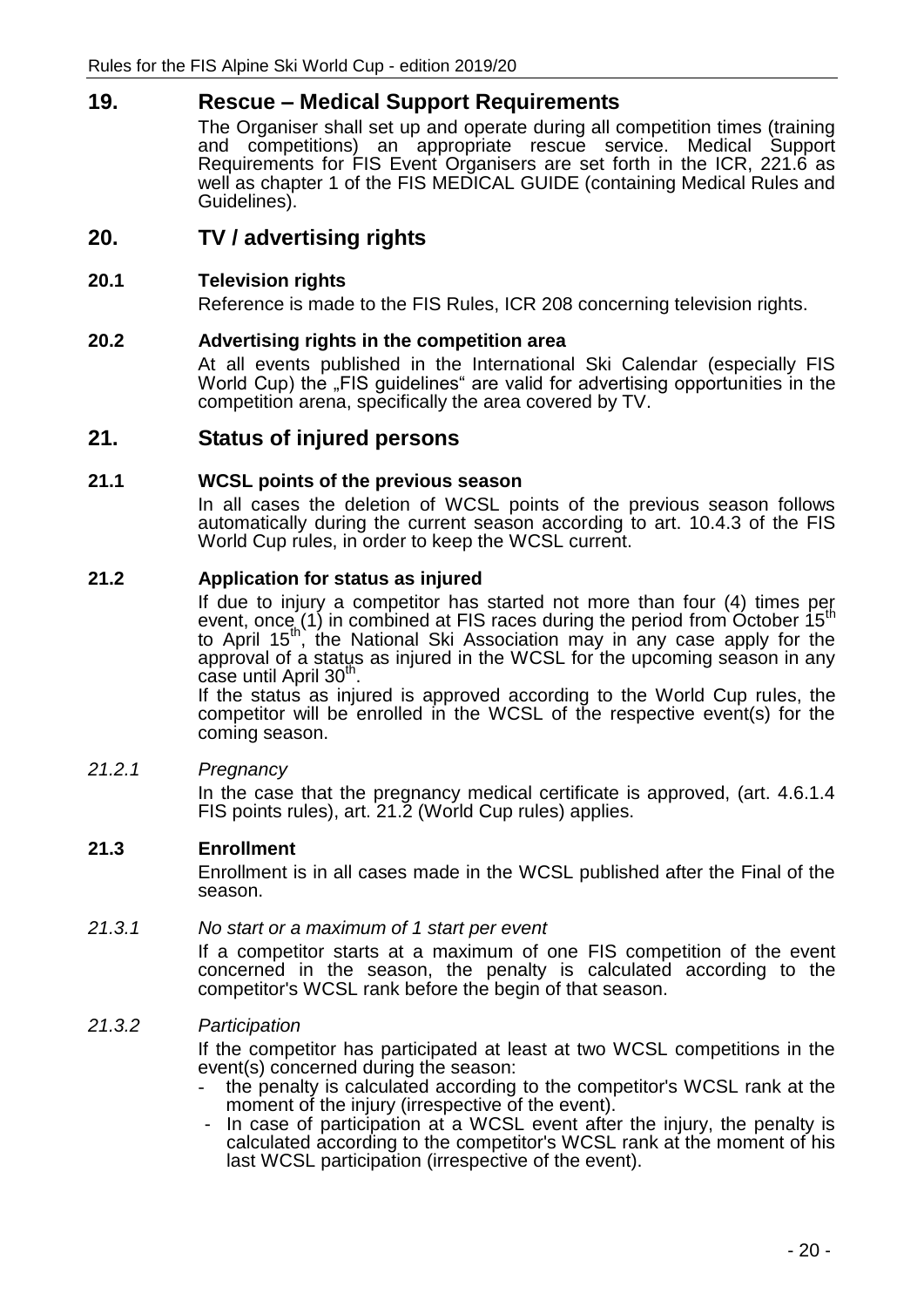## 19. Rescue – Medical Support Requirements

The Organiser shall set up and operate during all competition times (training and competitions) an appropriate rescue service. Medical Support Requirements for FIS Event Organisers are set forth in the ICR, 221.6 as well as chapter 1 of the FIS MEDICAL GUIDE (containing Medical Rules and Guidelines).

## 20. TV / advertising rights

### 20.1 Television rights

Reference is made to the FIS Rules, ICR 208 concerning television rights.

### 20.2 Advertising rights in the competition area

At all events published in the International Ski Calendar (especially FIS World Cup) the „FIS guidelines“ are valid for advertising opportunities in the competition arena, specifically the area covered by TV.

## 21. Status of injured persons

### 21.1 WCSL points of the previous season

In all cases the deletion of WCSL points of the previous season follows automatically during the current season according to art. 10.4.3 of the FIS World Cup rules, in order to keep the WCSL current.

### 21.2 Application for status as injured

If due to injury a competitor has started not more than four (4) times per event, once (1) in combined at FIS races during the period from October 15th to April 15th, the National Ski Association may in any case apply for the approval of a status as injured in the WCSL for the upcoming season in any case until April 30th.

If the status as injured is approved according to the World Cup rules, the competitor will be enrolled in the WCSL of the respective event(s) for the coming season.

*21.2.1 Pregnancy*

In the case that the pregnancy medical certificate is approved, (art. 4.6.1.4 FIS points rules), art. 21.2 (World Cup rules) applies.

### 21.3 Enrollment

Enrollment is in all cases made in the WCSL published after the Final of the season.

*21.3.1 No start or a maximum of 1 start per event*

If a competitor starts at a maximum of one FIS competition of the event concerned in the season, the penalty is calculated according to the competitor's WCSL rank before the begin of that season.

*21.3.2 Participation*

If the competitor has participated at least at two WCSL competitions in the event(s) concerned during the season:

- the penalty is calculated according to the competitor's WCSL rank at the moment of the injury (irrespective of the event).
- In case of participation at a WCSL event after the injury, the penalty is calculated according to the competitor's WCSL rank at the moment of his last WCSL participation (irrespective of the event).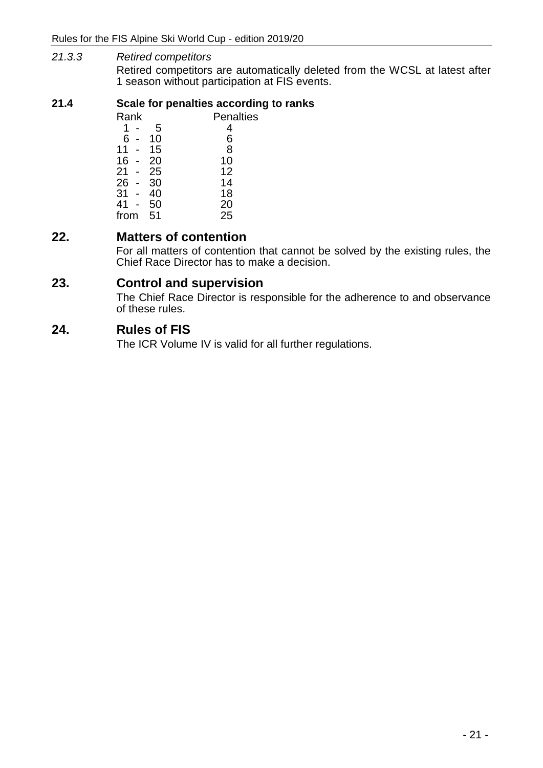*21.3.3 Retired competitors*

Retired competitors are automatically deleted from the WCSL at latest after 1 season without participation at FIS events.

**21.4 Scale for penalties according to ranks**

| Rank | Penalties |
|---|---|
| 1 - 5 | 4 |
| 6 - 10 | 6 |
| 11 - 15 | 8 |
| 16 - 20 | 10 |
| 21 - 25 | 12 |
| 26 - 30 | 14 |
| 31 - 40 | 18 |
| 41 - 50 | 20 |
| from 51 | 25 |

## 22. Matters of contention

For all matters of contention that cannot be solved by the existing rules, the Chief Race Director has to make a decision.

## 23. Control and supervision

The Chief Race Director is responsible for the adherence to and observance of these rules.

## 24. Rules of FIS

The ICR Volume IV is valid for all further regulations.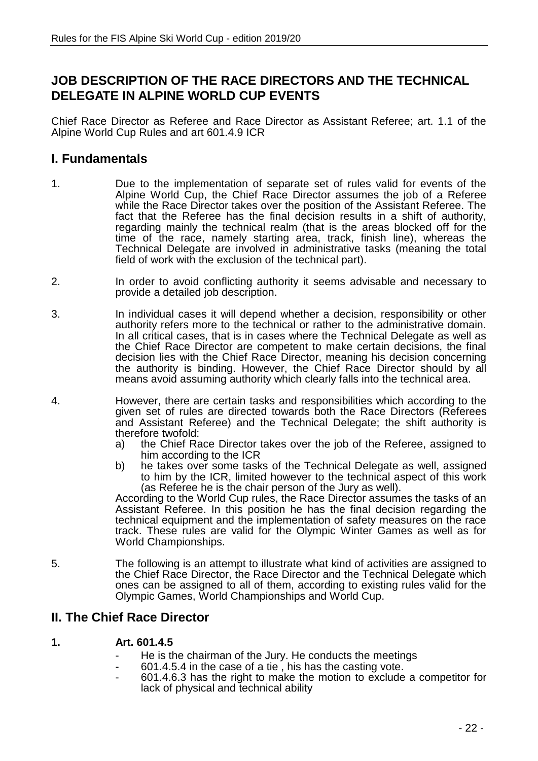## JOB DESCRIPTION OF THE RACE DIRECTORS AND THE TECHNICAL DELEGATE IN ALPINE WORLD CUP EVENTS

Chief Race Director as Referee and Race Director as Assistant Referee; art. 1.1 of the Alpine World Cup Rules and art 601.4.9 ICR

## I. Fundamentals

1. Due to the implementation of separate set of rules valid for events of the Alpine World Cup, the Chief Race Director assumes the job of a Referee while the Race Director takes over the position of the Assistant Referee. The fact that the Referee has the final decision results in a shift of authority, regarding mainly the technical realm (that is the areas blocked off for the time of the race, namely starting area, track, finish line), whereas the Technical Delegate are involved in administrative tasks (meaning the total field of work with the exclusion of the technical part).

2. In order to avoid conflicting authority it seems advisable and necessary to provide a detailed job description.

3. In individual cases it will depend whether a decision, responsibility or other authority refers more to the technical or rather to the administrative domain. In all critical cases, that is in cases where the Technical Delegate as well as the Chief Race Director are competent to make certain decisions, the final decision lies with the Chief Race Director, meaning his decision concerning the authority is binding. However, the Chief Race Director should by all means avoid assuming authority which clearly falls into the technical area.

4. However, there are certain tasks and responsibilities which according to the given set of rules are directed towards both the Race Directors (Referees and Assistant Referee) and the Technical Delegate; the shift authority is therefore twofold:
   a) the Chief Race Director takes over the job of the Referee, assigned to him according to the ICR
   b) he takes over some tasks of the Technical Delegate as well, assigned to him by the ICR, limited however to the technical aspect of this work (as Referee he is the chair person of the Jury as well).

   According to the World Cup rules, the Race Director assumes the tasks of an Assistant Referee. In this position he has the final decision regarding the technical equipment and the implementation of safety measures on the race track. These rules are valid for the Olympic Winter Games as well as for World Championships.

5. The following is an attempt to illustrate what kind of activities are assigned to the Chief Race Director, the Race Director and the Technical Delegate which ones can be assigned to all of them, according to existing rules valid for the Olympic Games, World Championships and World Cup.

## II. The Chief Race Director

**1. Art. 601.4.5**

- He is the chairman of the Jury. He conducts the meetings
- 601.4.5.4 in the case of a tie , his has the casting vote.
- 601.4.6.3 has the right to make the motion to exclude a competitor for lack of physical and technical ability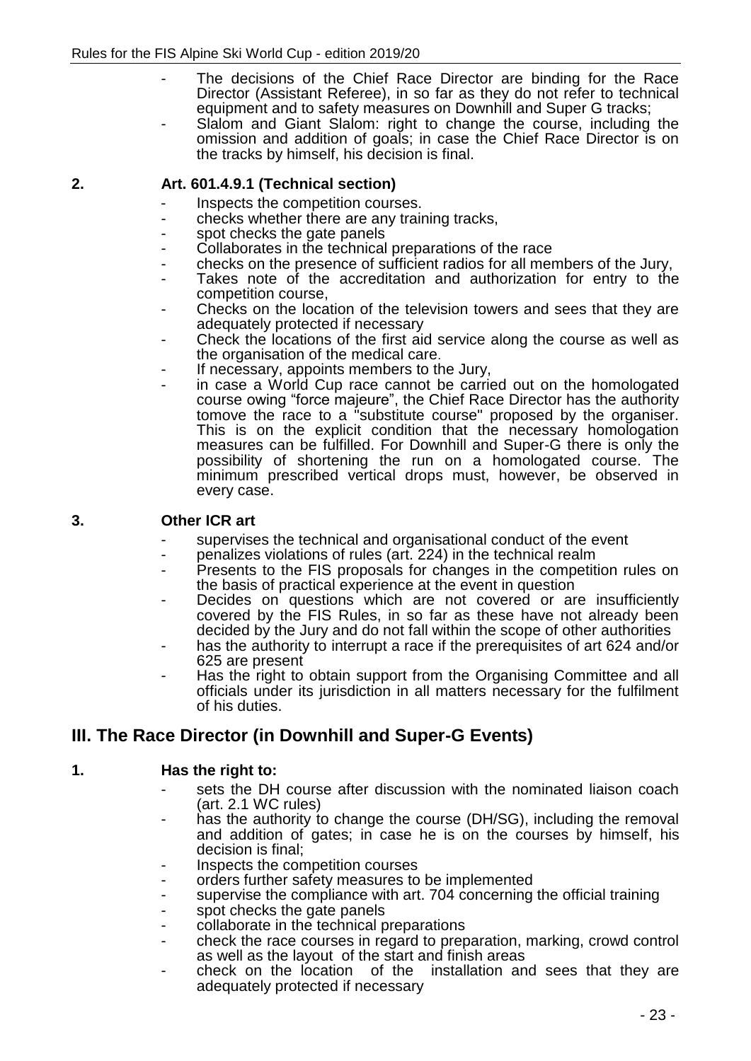- The decisions of the Chief Race Director are binding for the Race Director (Assistant Referee), in so far as they do not refer to technical equipment and to safety measures on Downhill and Super G tracks;
- Slalom and Giant Slalom: right to change the course, including the omission and addition of goals; in case the Chief Race Director is on the tracks by himself, his decision is final.

**2. Art. 601.4.9.1 (Technical section)**

- Inspects the competition courses.
- checks whether there are any training tracks,
- spot checks the gate panels
- Collaborates in the technical preparations of the race
- checks on the presence of sufficient radios for all members of the Jury,
- Takes note of the accreditation and authorization for entry to the competition course,
- Checks on the location of the television towers and sees that they are adequately protected if necessary
- Check the locations of the first aid service along the course as well as the organisation of the medical care.
- If necessary, appoints members to the Jury,
- in case a World Cup race cannot be carried out on the homologated course owing "force majeure", the Chief Race Director has the authority tomove the race to a "substitute course" proposed by the organiser. This is on the explicit condition that the necessary homologation measures can be fulfilled. For Downhill and Super-G there is only the possibility of shortening the run on a homologated course. The minimum prescribed vertical drops must, however, be observed in every case.

**3. Other ICR art**

- supervises the technical and organisational conduct of the event
- penalizes violations of rules (art. 224) in the technical realm
- Presents to the FIS proposals for changes in the competition rules on the basis of practical experience at the event in question
- Decides on questions which are not covered or are insufficiently covered by the FIS Rules, in so far as these have not already been decided by the Jury and do not fall within the scope of other authorities
- has the authority to interrupt a race if the prerequisites of art 624 and/or 625 are present
- Has the right to obtain support from the Organising Committee and all officials under its jurisdiction in all matters necessary for the fulfilment of his duties.

## III. The Race Director (in Downhill and Super-G Events)

**1. Has the right to:**

- sets the DH course after discussion with the nominated liaison coach (art. 2.1 WC rules)
- has the authority to change the course (DH/SG), including the removal and addition of gates; in case he is on the courses by himself, his decision is final;
- Inspects the competition courses
- orders further safety measures to be implemented
- supervise the compliance with art. 704 concerning the official training
- spot checks the gate panels
- collaborate in the technical preparations
- check the race courses in regard to preparation, marking, crowd control as well as the layout of the start and finish areas
- check on the location of the installation and sees that they are adequately protected if necessary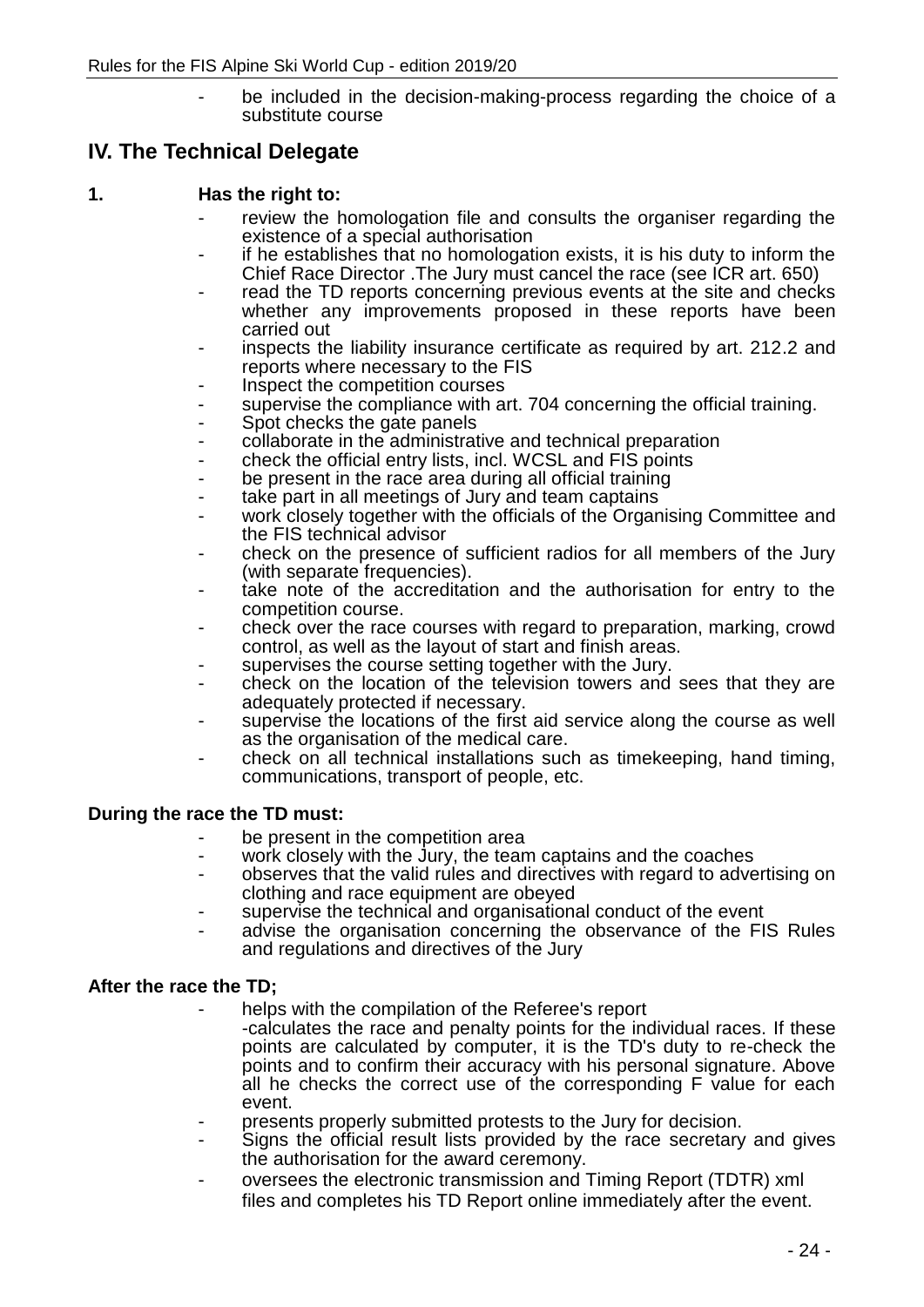- be included in the decision-making-process regarding the choice of a substitute course

## IV. The Technical Delegate

**1. Has the right to:**

- review the homologation file and consults the organiser regarding the existence of a special authorisation
- if he establishes that no homologation exists, it is his duty to inform the Chief Race Director .The Jury must cancel the race (see ICR art. 650)
- read the TD reports concerning previous events at the site and checks whether any improvements proposed in these reports have been carried out
- inspects the liability insurance certificate as required by art. 212.2 and reports where necessary to the FIS
- Inspect the competition courses
- supervise the compliance with art. 704 concerning the official training.
- Spot checks the gate panels
- collaborate in the administrative and technical preparation
- check the official entry lists, incl. WCSL and FIS points
- be present in the race area during all official training
- take part in all meetings of Jury and team captains
- work closely together with the officials of the Organising Committee and the FIS technical advisor
- check on the presence of sufficient radios for all members of the Jury (with separate frequencies).
- take note of the accreditation and the authorisation for entry to the competition course.
- check over the race courses with regard to preparation, marking, crowd control, as well as the layout of start and finish areas.
- supervises the course setting together with the Jury.
- check on the location of the television towers and sees that they are adequately protected if necessary.
- supervise the locations of the first aid service along the course as well as the organisation of the medical care.
- check on all technical installations such as timekeeping, hand timing, communications, transport of people, etc.

**During the race the TD must:**

- be present in the competition area
- work closely with the Jury, the team captains and the coaches
- observes that the valid rules and directives with regard to advertising on clothing and race equipment are obeyed
- supervise the technical and organisational conduct of the event
- advise the organisation concerning the observance of the FIS Rules and regulations and directives of the Jury

**After the race the TD;**

- helps with the compilation of the Referee's report
  -calculates the race and penalty points for the individual races. If these points are calculated by computer, it is the TD's duty to re-check the points and to confirm their accuracy with his personal signature. Above all he checks the correct use of the corresponding F value for each event.
- presents properly submitted protests to the Jury for decision.
- Signs the official result lists provided by the race secretary and gives the authorisation for the award ceremony.
- oversees the electronic transmission and Timing Report (TDTR) xml files and completes his TD Report online immediately after the event.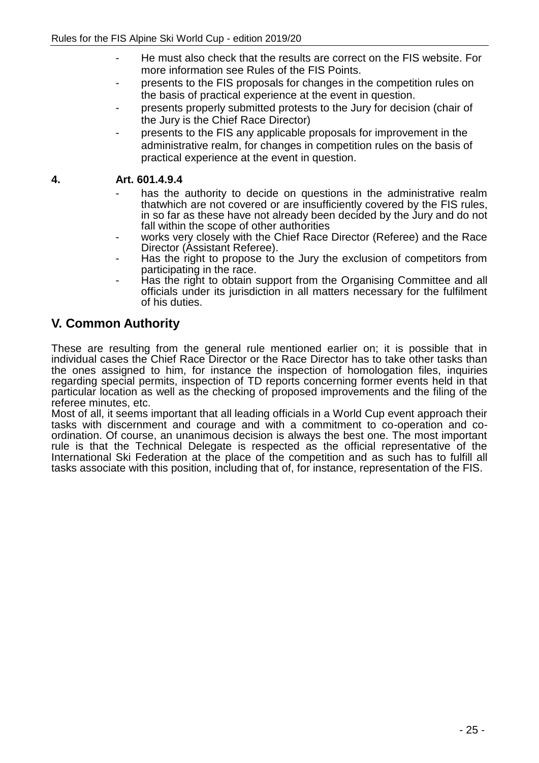- He must also check that the results are correct on the FIS website. For more information see Rules of the FIS Points.
- presents to the FIS proposals for changes in the competition rules on the basis of practical experience at the event in question.
- presents properly submitted protests to the Jury for decision (chair of the Jury is the Chief Race Director)
- presents to the FIS any applicable proposals for improvement in the administrative realm, for changes in competition rules on the basis of practical experience at the event in question.

**4. Art. 601.4.9.4**

- has the authority to decide on questions in the administrative realm thatwhich are not covered or are insufficiently covered by the FIS rules, in so far as these have not already been decided by the Jury and do not fall within the scope of other authorities
- works very closely with the Chief Race Director (Referee) and the Race Director (Assistant Referee).
- Has the right to propose to the Jury the exclusion of competitors from participating in the race.
- Has the right to obtain support from the Organising Committee and all officials under its jurisdiction in all matters necessary for the fulfilment of his duties.

## V. Common Authority

These are resulting from the general rule mentioned earlier on; it is possible that in individual cases the Chief Race Director or the Race Director has to take other tasks than the ones assigned to him, for instance the inspection of homologation files, inquiries regarding special permits, inspection of TD reports concerning former events held in that particular location as well as the checking of proposed improvements and the filing of the referee minutes, etc.

Most of all, it seems important that all leading officials in a World Cup event approach their tasks with discernment and courage and with a commitment to co-operation and co-ordination. Of course, an unanimous decision is always the best one. The most important rule is that the Technical Delegate is respected as the official representative of the International Ski Federation at the place of the competition and as such has to fulfill all tasks associate with this position, including that of, for instance, representation of the FIS.